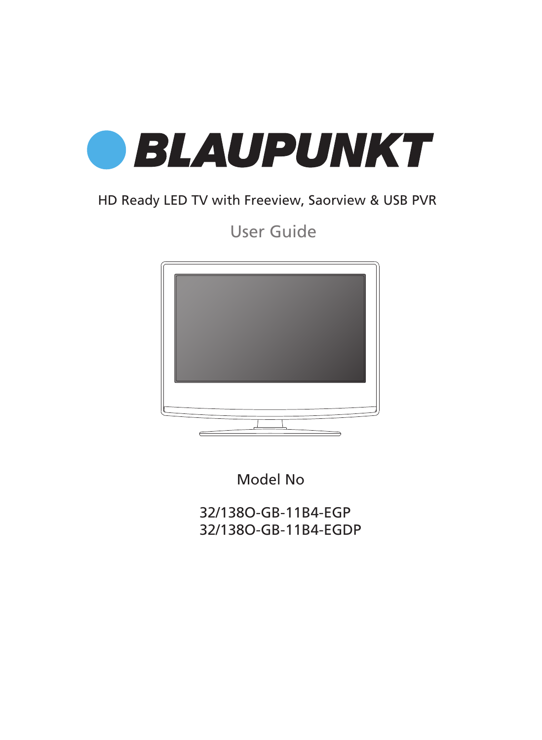# BLAUPUNKT

HD Ready LED TV with Freeview, Saorview & USB PVR

## User Guide

Model No

32/138O-GB-11B4-EGP
32/138O-GB-11B4-EGDP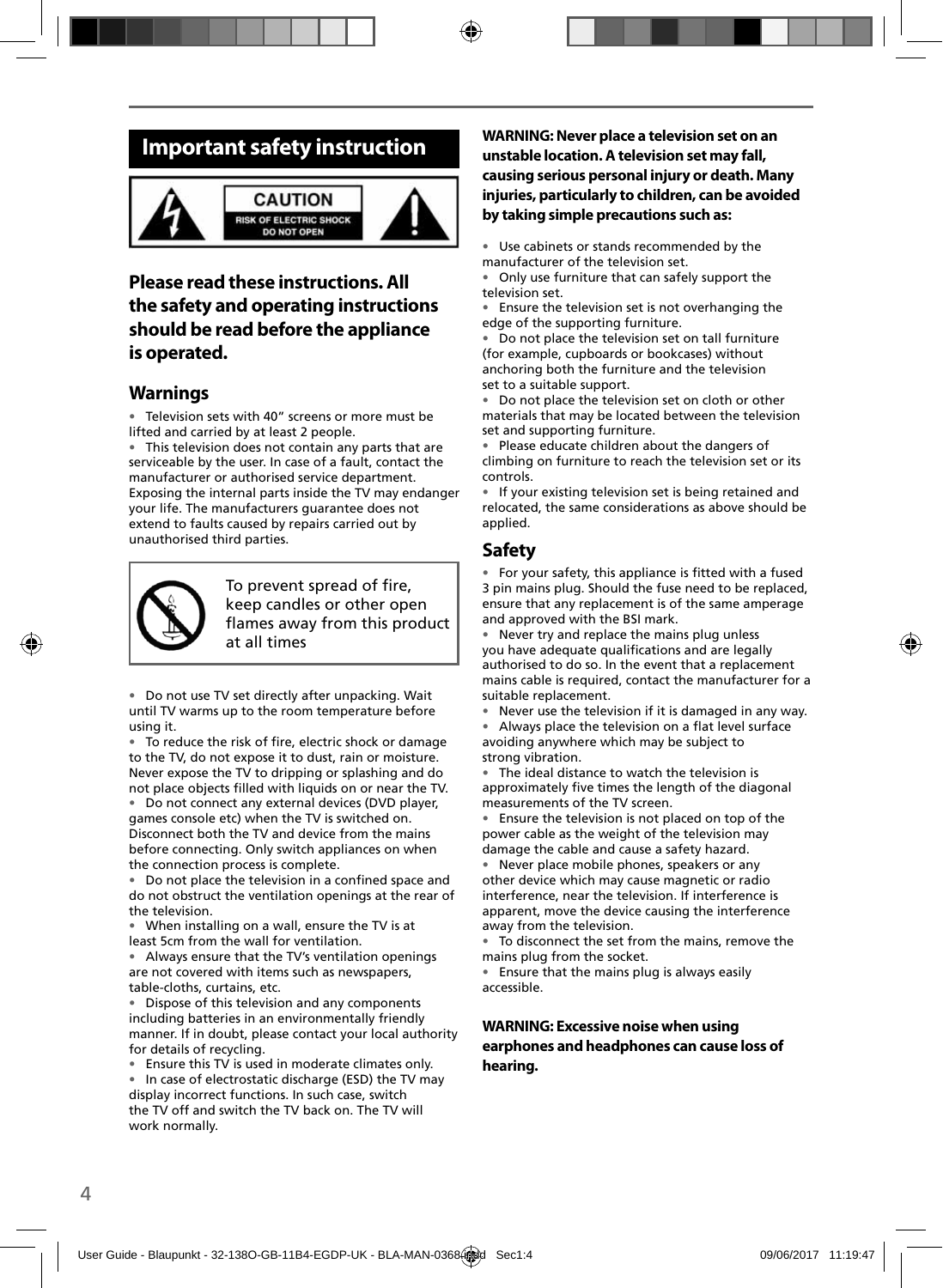# Important safety instruction

CAUTION
RISK OF ELECTRIC SHOCK
DO NOT OPEN

**Please read these instructions. All the safety and operating instructions should be read before the appliance is operated.**

## Warnings

- Television sets with 40" screens or more must be lifted and carried by at least 2 people.
- This television does not contain any parts that are serviceable by the user. In case of a fault, contact the manufacturer or authorised service department. Exposing the internal parts inside the TV may endanger your life. The manufacturers guarantee does not extend to faults caused by repairs carried out by unauthorised third parties.

To prevent spread of fire, keep candles or other open flames away from this product at all times

- Do not use TV set directly after unpacking. Wait until TV warms up to the room temperature before using it.
- To reduce the risk of fire, electric shock or damage to the TV, do not expose it to dust, rain or moisture. Never expose the TV to dripping or splashing and do not place objects filled with liquids on or near the TV.
- Do not connect any external devices (DVD player, games console etc) when the TV is switched on. Disconnect both the TV and device from the mains before connecting. Only switch appliances on when the connection process is complete.
- Do not place the television in a confined space and do not obstruct the ventilation openings at the rear of the television.
- When installing on a wall, ensure the TV is at least 5cm from the wall for ventilation.
- Always ensure that the TV's ventilation openings are not covered with items such as newspapers, table-cloths, curtains, etc.
- Dispose of this television and any components including batteries in an environmentally friendly manner. If in doubt, please contact your local authority for details of recycling.
- Ensure this TV is used in moderate climates only.
- In case of electrostatic discharge (ESD) the TV may display incorrect functions. In such case, switch the TV off and switch the TV back on. The TV will work normally.

**WARNING: Never place a television set on an unstable location. A television set may fall, causing serious personal injury or death. Many injuries, particularly to children, can be avoided by taking simple precautions such as:**

- Use cabinets or stands recommended by the manufacturer of the television set.
- Only use furniture that can safely support the television set.
- Ensure the television set is not overhanging the edge of the supporting furniture.
- Do not place the television set on tall furniture (for example, cupboards or bookcases) without anchoring both the furniture and the television set to a suitable support.
- Do not place the television set on cloth or other materials that may be located between the television set and supporting furniture.
- Please educate children about the dangers of climbing on furniture to reach the television set or its controls.
- If your existing television set is being retained and relocated, the same considerations as above should be applied.

## Safety

- For your safety, this appliance is fitted with a fused 3 pin mains plug. Should the fuse need to be replaced, ensure that any replacement is of the same amperage and approved with the BSI mark.
- Never try and replace the mains plug unless you have adequate qualifications and are legally authorised to do so. In the event that a replacement mains cable is required, contact the manufacturer for a suitable replacement.
- Never use the television if it is damaged in any way.
- Always place the television on a flat level surface avoiding anywhere which may be subject to strong vibration.
- The ideal distance to watch the television is approximately five times the length of the diagonal measurements of the TV screen.
- Ensure the television is not placed on top of the power cable as the weight of the television may damage the cable and cause a safety hazard.
- Never place mobile phones, speakers or any other device which may cause magnetic or radio interference, near the television. If interference is apparent, move the device causing the interference away from the television.
- To disconnect the set from the mains, remove the mains plug from the socket.
- Ensure that the mains plug is always easily accessible.

**WARNING: Excessive noise when using earphones and headphones can cause loss of hearing.**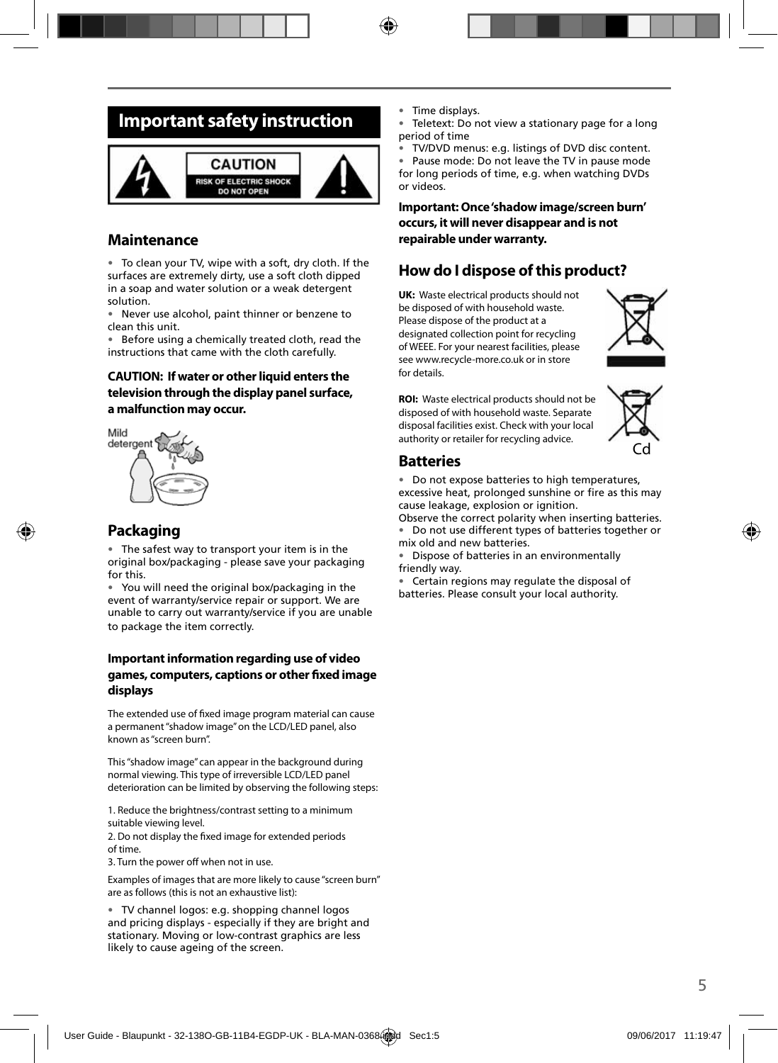# Important safety instruction

CAUTION
RISK OF ELECTRIC SHOCK
DO NOT OPEN

## Maintenance

- To clean your TV, wipe with a soft, dry cloth. If the surfaces are extremely dirty, use a soft cloth dipped in a soap and water solution or a weak detergent solution.
- Never use alcohol, paint thinner or benzene to clean this unit.
- Before using a chemically treated cloth, read the instructions that came with the cloth carefully.

**CAUTION: If water or other liquid enters the television through the display panel surface, a malfunction may occur.**

Mild detergent

## Packaging

- The safest way to transport your item is in the original box/packaging - please save your packaging for this.
- You will need the original box/packaging in the event of warranty/service repair or support. We are unable to carry out warranty/service if you are unable to package the item correctly.

### Important information regarding use of video games, computers, captions or other fixed image displays

The extended use of fixed image program material can cause a permanent "shadow image" on the LCD/LED panel, also known as "screen burn".

This "shadow image" can appear in the background during normal viewing. This type of irreversible LCD/LED panel deterioration can be limited by observing the following steps:

1. Reduce the brightness/contrast setting to a minimum suitable viewing level.
2. Do not display the fixed image for extended periods of time.
3. Turn the power off when not in use.

Examples of images that are more likely to cause "screen burn" are as follows (this is not an exhaustive list):

- TV channel logos: e.g. shopping channel logos and pricing displays - especially if they are bright and stationary. Moving or low-contrast graphics are less likely to cause ageing of the screen.
- Time displays.
- Teletext: Do not view a stationary page for a long period of time
- TV/DVD menus: e.g. listings of DVD disc content.
- Pause mode: Do not leave the TV in pause mode for long periods of time, e.g. when watching DVDs or videos.

**Important: Once 'shadow image/screen burn' occurs, it will never disappear and is not repairable under warranty.**

## How do I dispose of this product?

**UK:** Waste electrical products should not be disposed of with household waste. Please dispose of the product at a designated collection point for recycling of WEEE. For your nearest facilities, please see www.recycle-more.co.uk or in store for details.

**ROI:** Waste electrical products should not be disposed of with household waste. Separate disposal facilities exist. Check with your local authority or retailer for recycling advice.

Cd

## Batteries

- Do not expose batteries to high temperatures, excessive heat, prolonged sunshine or fire as this may cause leakage, explosion or ignition.

Observe the correct polarity when inserting batteries.
- Do not use different types of batteries together or mix old and new batteries.
- Dispose of batteries in an environmentally friendly way.
- Certain regions may regulate the disposal of batteries. Please consult your local authority.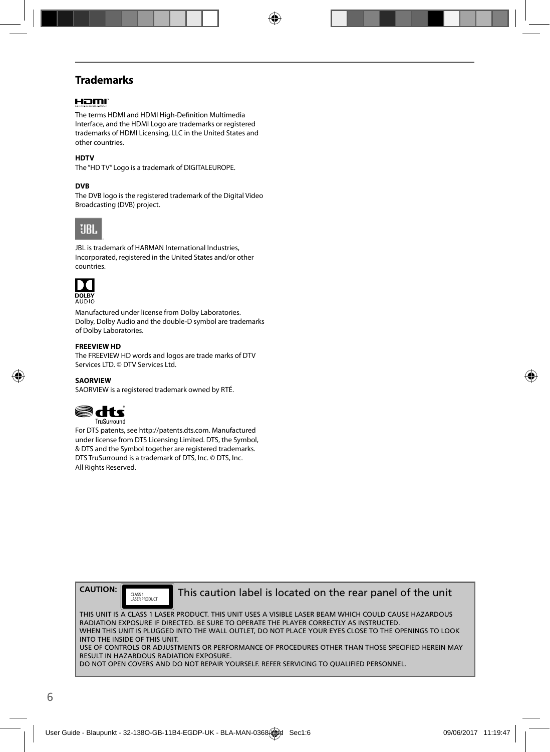## Trademarks

The terms HDMI and HDMI High-Definition Multimedia Interface, and the HDMI Logo are trademarks or registered trademarks of HDMI Licensing, LLC in the United States and other countries.

**HDTV**

The "HD TV" Logo is a trademark of DIGITALEUROPE.

**DVB**

The DVB logo is the registered trademark of the Digital Video Broadcasting (DVB) project.

JBL is trademark of HARMAN International Industries, Incorporated, registered in the United States and/or other countries.

Manufactured under license from Dolby Laboratories. Dolby, Dolby Audio and the double-D symbol are trademarks of Dolby Laboratories.

**FREEVIEW HD**

The FREEVIEW HD words and logos are trade marks of DTV Services LTD. © DTV Services Ltd.

**SAORVIEW**

SAORVIEW is a registered trademark owned by RTÉ.

For DTS patents, see http://patents.dts.com. Manufactured under license from DTS Licensing Limited. DTS, the Symbol, & DTS and the Symbol together are registered trademarks. DTS TruSurround is a trademark of DTS, Inc. © DTS, Inc. All Rights Reserved.

**CAUTION:** CLASS 1 LASER PRODUCT — This caution label is located on the rear panel of the unit

THIS UNIT IS A CLASS 1 LASER PRODUCT. THIS UNIT USES A VISIBLE LASER BEAM WHICH COULD CAUSE HAZARDOUS RADIATION EXPOSURE IF DIRECTED. BE SURE TO OPERATE THE PLAYER CORRECTLY AS INSTRUCTED.
WHEN THIS UNIT IS PLUGGED INTO THE WALL OUTLET, DO NOT PLACE YOUR EYES CLOSE TO THE OPENINGS TO LOOK INTO THE INSIDE OF THIS UNIT.
USE OF CONTROLS OR ADJUSTMENTS OR PERFORMANCE OF PROCEDURES OTHER THAN THOSE SPECIFIED HEREIN MAY RESULT IN HAZARDOUS RADIATION EXPOSURE.
DO NOT OPEN COVERS AND DO NOT REPAIR YOURSELF. REFER SERVICING TO QUALIFIED PERSONNEL.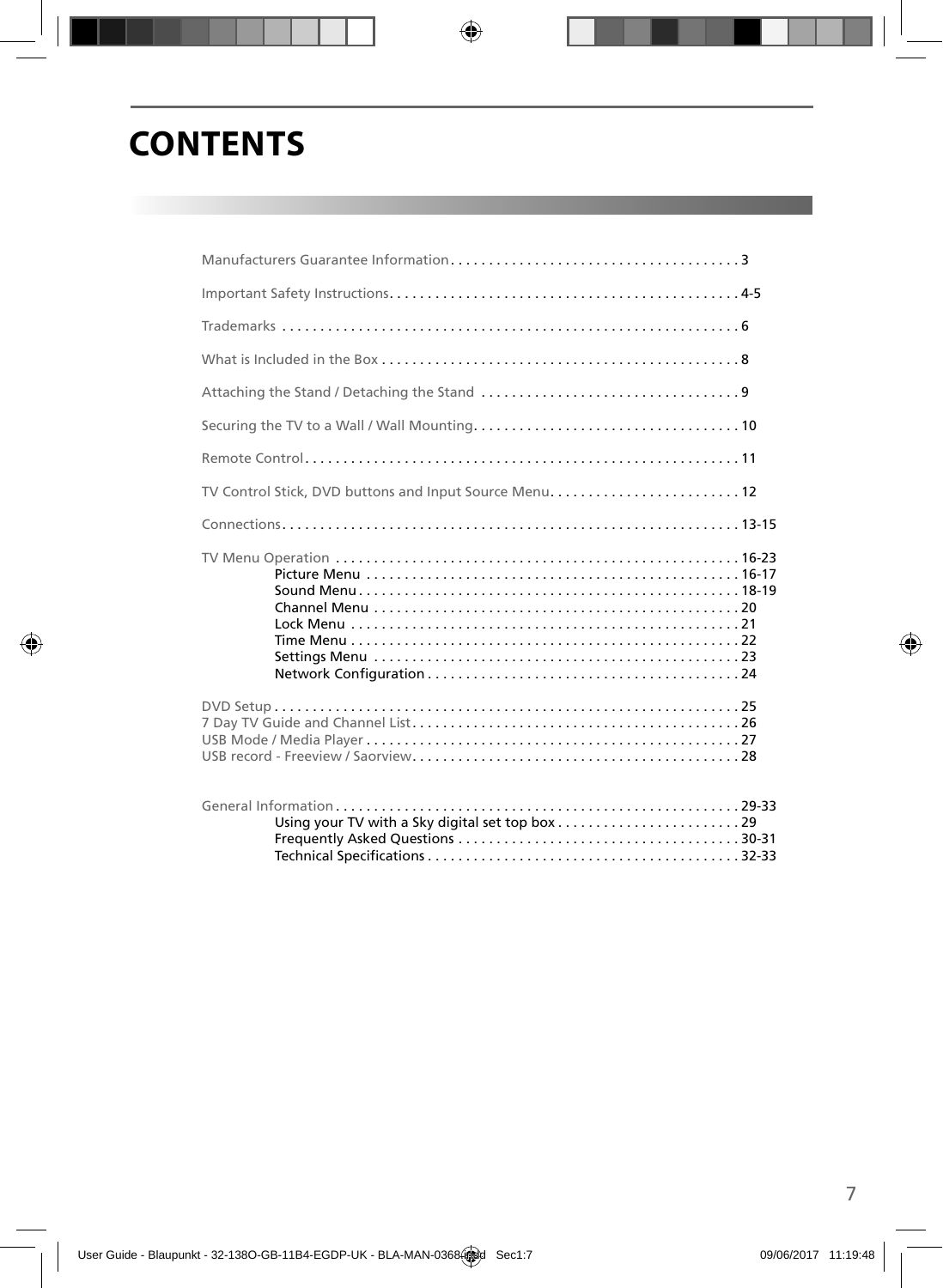# CONTENTS

Manufacturers Guarantee Information . . . . . . . . . . . . . . . . . . . . . . . . . . . . . . . . . . . . . . 3

Important Safety Instructions. . . . . . . . . . . . . . . . . . . . . . . . . . . . . . . . . . . . . . . . . . . . . 4-5

Trademarks . . . . . . . . . . . . . . . . . . . . . . . . . . . . . . . . . . . . . . . . . . . . . . . . . . . . . . . . . . . 6

What is Included in the Box . . . . . . . . . . . . . . . . . . . . . . . . . . . . . . . . . . . . . . . . . . . . . . 8

Attaching the Stand / Detaching the Stand . . . . . . . . . . . . . . . . . . . . . . . . . . . . . . . . . 9

Securing the TV to a Wall / Wall Mounting. . . . . . . . . . . . . . . . . . . . . . . . . . . . . . . . . . 10

Remote Control. . . . . . . . . . . . . . . . . . . . . . . . . . . . . . . . . . . . . . . . . . . . . . . . . . . . . . . . 11

TV Control Stick, DVD buttons and Input Source Menu. . . . . . . . . . . . . . . . . . . . . . . . . 12

Connections. . . . . . . . . . . . . . . . . . . . . . . . . . . . . . . . . . . . . . . . . . . . . . . . . . . . . . . . . . . 13-15

TV Menu Operation . . . . . . . . . . . . . . . . . . . . . . . . . . . . . . . . . . . . . . . . . . . . . . . . . . . . 16-23
- Picture Menu . . . . . . . . . . . . . . . . . . . . . . . . . . . . . . . . . . . . . . . . . . . . . . . . 16-17
- Sound Menu . . . . . . . . . . . . . . . . . . . . . . . . . . . . . . . . . . . . . . . . . . . . . . . . . 18-19
- Channel Menu . . . . . . . . . . . . . . . . . . . . . . . . . . . . . . . . . . . . . . . . . . . . . . . 20
- Lock Menu . . . . . . . . . . . . . . . . . . . . . . . . . . . . . . . . . . . . . . . . . . . . . . . . . . 21
- Time Menu . . . . . . . . . . . . . . . . . . . . . . . . . . . . . . . . . . . . . . . . . . . . . . . . . . 22
- Settings Menu . . . . . . . . . . . . . . . . . . . . . . . . . . . . . . . . . . . . . . . . . . . . . . . 23
- Network Configuration . . . . . . . . . . . . . . . . . . . . . . . . . . . . . . . . . . . . . . . . 24

DVD Setup . . . . . . . . . . . . . . . . . . . . . . . . . . . . . . . . . . . . . . . . . . . . . . . . . . . . . . . . . . . . 25
7 Day TV Guide and Channel List. . . . . . . . . . . . . . . . . . . . . . . . . . . . . . . . . . . . . . . . . . . 26
USB Mode / Media Player . . . . . . . . . . . . . . . . . . . . . . . . . . . . . . . . . . . . . . . . . . . . . . . . 27
USB record - Freeview / Saorview. . . . . . . . . . . . . . . . . . . . . . . . . . . . . . . . . . . . . . . . . . 28

General Information . . . . . . . . . . . . . . . . . . . . . . . . . . . . . . . . . . . . . . . . . . . . . . . . . . . . 29-33
- Using your TV with a Sky digital set top box . . . . . . . . . . . . . . . . . . . . . . . 29
- Frequently Asked Questions . . . . . . . . . . . . . . . . . . . . . . . . . . . . . . . . . . . . 30-31
- Technical Specifications . . . . . . . . . . . . . . . . . . . . . . . . . . . . . . . . . . . . . . . . 32-33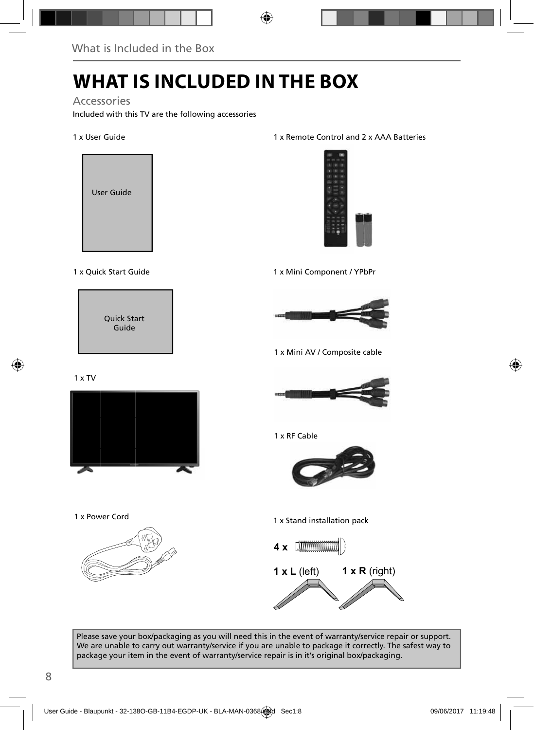# WHAT IS INCLUDED IN THE BOX

## Accessories

Included with this TV are the following accessories

1 x User Guide

User Guide

1 x Remote Control and 2 x AAA Batteries

1 x Quick Start Guide

Quick Start Guide

1 x Mini Component / YPbPr

1 x Mini AV / Composite cable

1 x TV

1 x RF Cable

1 x Power Cord

1 x Stand installation pack

**4 x**

**1 x L** (left) **1 x R** (right)

Please save your box/packaging as you will need this in the event of warranty/service repair or support. We are unable to carry out warranty/service if you are unable to package it correctly. The safest way to package your item in the event of warranty/service repair is in it's original box/packaging.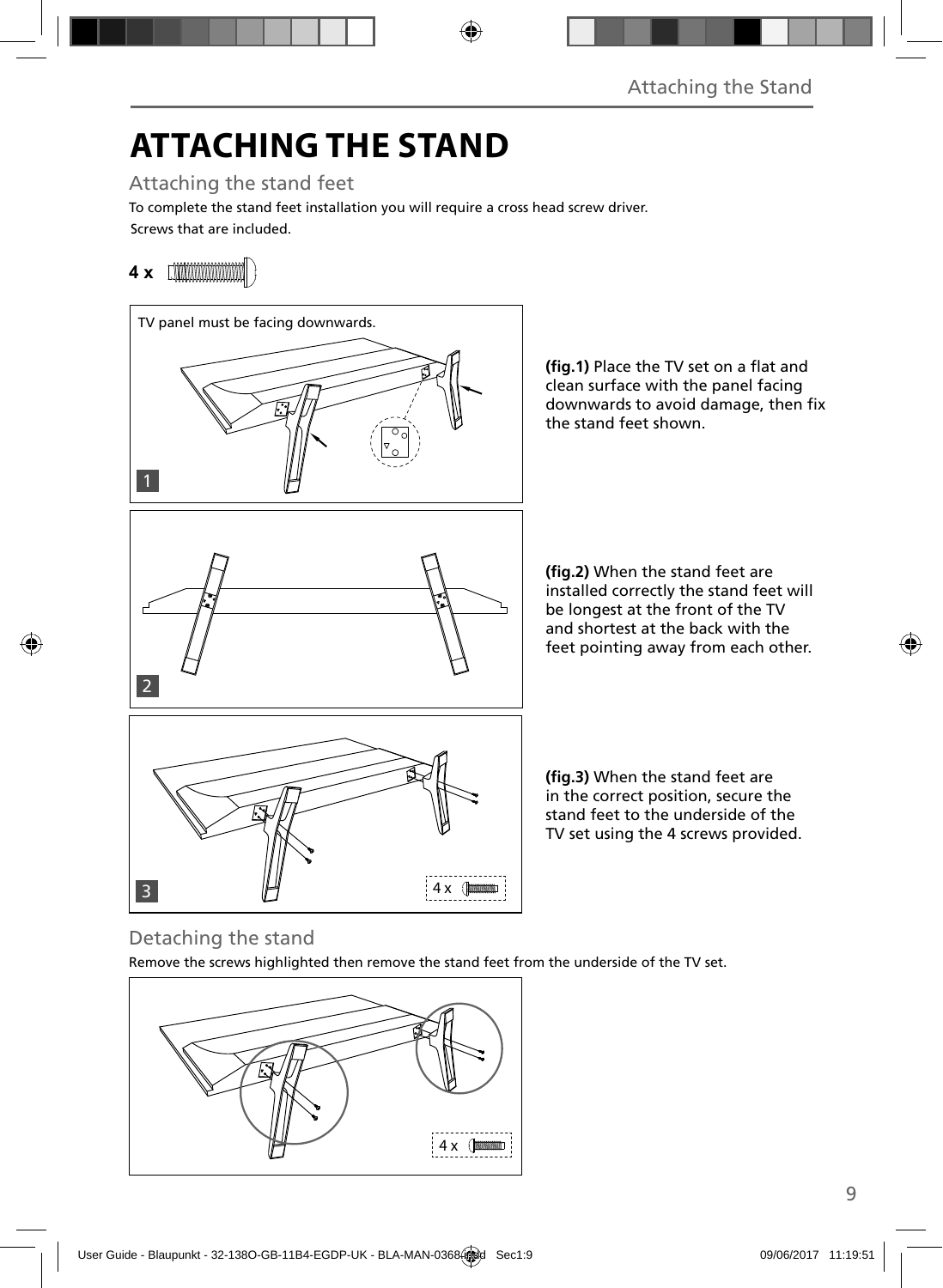# ATTACHING THE STAND

## Attaching the stand feet

To complete the stand feet installation you will require a cross head screw driver.

Screws that are included.

**4 x**

TV panel must be facing downwards.

**(fig.1)** Place the TV set on a flat and clean surface with the panel facing downwards to avoid damage, then fix the stand feet shown.

**(fig.2)** When the stand feet are installed correctly the stand feet will be longest at the front of the TV and shortest at the back with the feet pointing away from each other.

**(fig.3)** When the stand feet are in the correct position, secure the stand feet to the underside of the TV set using the 4 screws provided.

4 x

## Detaching the stand

Remove the screws highlighted then remove the stand feet from the underside of the TV set.

4 x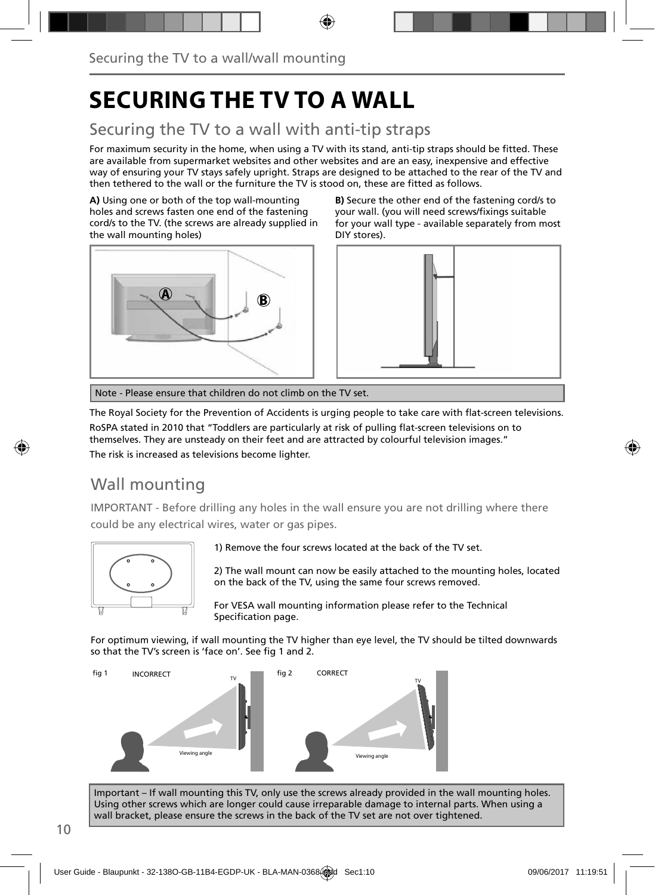# SECURING THE TV TO A WALL

## Securing the TV to a wall with anti-tip straps

For maximum security in the home, when using a TV with its stand, anti-tip straps should be fitted. These are available from supermarket websites and other websites and are an easy, inexpensive and effective way of ensuring your TV stays safely upright. Straps are designed to be attached to the rear of the TV and then tethered to the wall or the furniture the TV is stood on, these are fitted as follows.

**A)** Using one or both of the top wall-mounting holes and screws fasten one end of the fastening cord/s to the TV. (the screws are already supplied in the wall mounting holes)

**B)** Secure the other end of the fastening cord/s to your wall. (you will need screws/fixings suitable for your wall type - available separately from most DIY stores).

Note - Please ensure that children do not climb on the TV set.

The Royal Society for the Prevention of Accidents is urging people to take care with flat-screen televisions.

RoSPA stated in 2010 that "Toddlers are particularly at risk of pulling flat-screen televisions on to themselves. They are unsteady on their feet and are attracted by colourful television images."

The risk is increased as televisions become lighter.

## Wall mounting

IMPORTANT - Before drilling any holes in the wall ensure you are not drilling where there could be any electrical wires, water or gas pipes.

1) Remove the four screws located at the back of the TV set.

2) The wall mount can now be easily attached to the mounting holes, located on the back of the TV, using the same four screws removed.

For VESA wall mounting information please refer to the Technical Specification page.

For optimum viewing, if wall mounting the TV higher than eye level, the TV should be tilted downwards so that the TV's screen is 'face on'. See fig 1 and 2.

fig 1 INCORRECT

fig 2 CORRECT

Important – If wall mounting this TV, only use the screws already provided in the wall mounting holes. Using other screws which are longer could cause irreparable damage to internal parts. When using a wall bracket, please ensure the screws in the back of the TV set are not over tightened.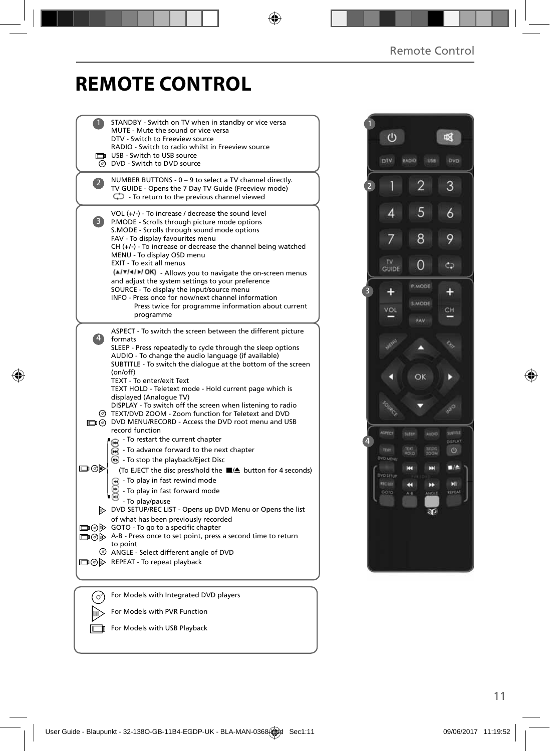# REMOTE CONTROL

**1**

STANDBY - Switch on TV when in standby or vice versa
MUTE - Mute the sound or vice versa
DTV - Switch to Freeview source
RADIO - Switch to radio whilst in Freeview source
USB - Switch to USB source
DVD - Switch to DVD source

**2**

NUMBER BUTTONS - 0 – 9 to select a TV channel directly.
TV GUIDE - Opens the 7 Day TV Guide (Freeview mode)
⮂ - To return to the previous channel viewed

**3**

VOL (+/-) - To increase / decrease the sound level
P.MODE - Scrolls through picture mode options
S.MODE - Scrolls through sound mode options
FAV - To display favourites menu
CH (+/-) - To increase or decrease the channel being watched
MENU - To display OSD menu
EXIT - To exit all menus
(▲/▼/◄/►/ OK) - Allows you to navigate the on-screen menus and adjust the system settings to your preference
SOURCE - To display the input/source menu
INFO - Press once for now/next channel information
Press twice for programme information about current programme

**4**

ASPECT - To switch the screen between the different picture formats
SLEEP - Press repeatedly to cycle through the sleep options
AUDIO - To change the audio language (if available)
SUBTITLE - To switch the dialogue at the bottom of the screen (on/off)
TEXT - To enter/exit Text
TEXT HOLD - Teletext mode - Hold current page which is displayed (Analogue TV)
DISPLAY - To switch off the screen when listening to radio
TEXT/DVD ZOOM - Zoom function for Teletext and DVD
DVD MENU/RECORD - Access the DVD root menu and USB record function
⏮ - To restart the current chapter
⏭ - To advance forward to the next chapter
■ - To stop the playback/Eject Disc
(To EJECT the disc press/hold the ■/⏏ button for 4 seconds)
⏪ - To play in fast rewind mode
⏩ - To play in fast forward mode
⏯ - To play/pause
DVD SETUP/REC LIST - Opens up DVD Menu or Opens the list of what has been previously recorded
GOTO - To go to a specific chapter
A-B - Press once to set point, press a second time to return to point
ANGLE - Select different angle of DVD
REPEAT - To repeat playback

For Models with Integrated DVD players
For Models with PVR Function
For Models with USB Playback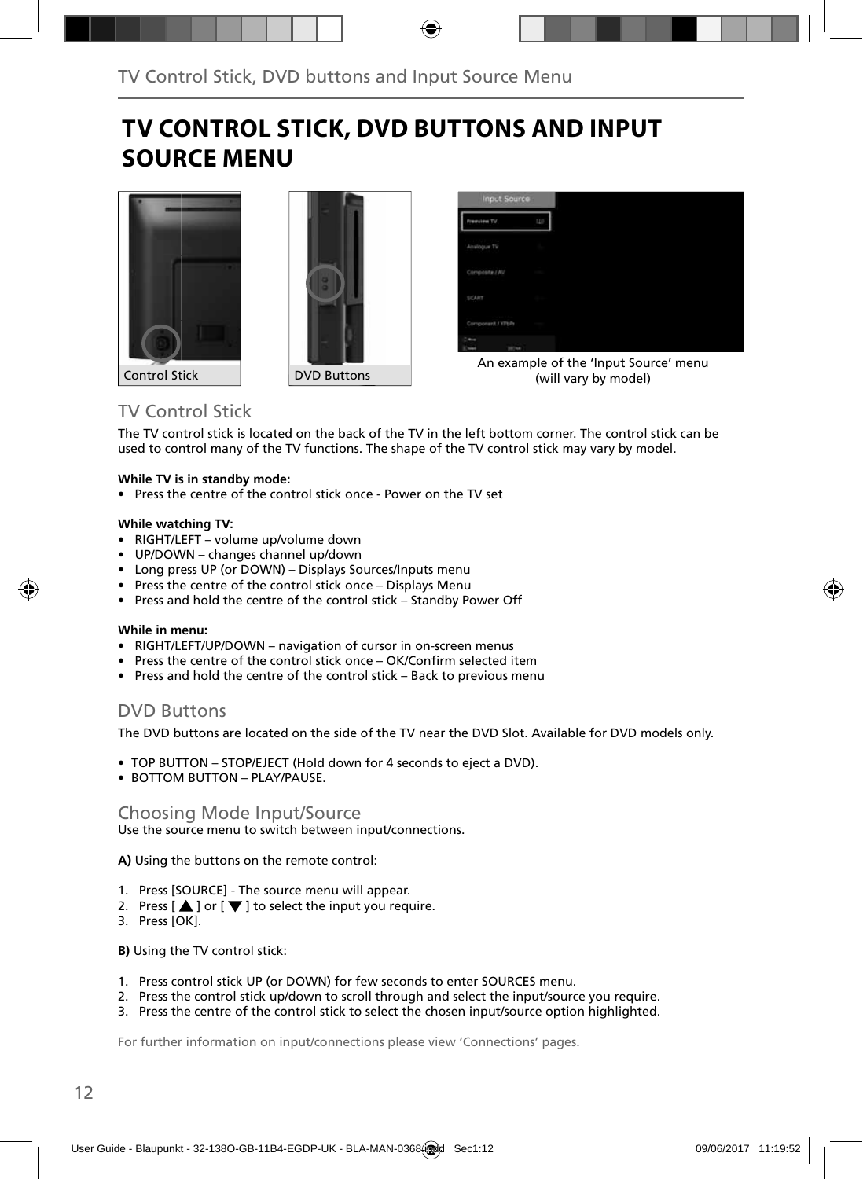# TV CONTROL STICK, DVD BUTTONS AND INPUT SOURCE MENU

Control Stick

DVD Buttons

An example of the 'Input Source' menu (will vary by model)

## TV Control Stick

The TV control stick is located on the back of the TV in the left bottom corner. The control stick can be used to control many of the TV functions. The shape of the TV control stick may vary by model.

**While TV is in standby mode:**

- Press the centre of the control stick once - Power on the TV set

**While watching TV:**

- RIGHT/LEFT – volume up/volume down
- UP/DOWN – changes channel up/down
- Long press UP (or DOWN) – Displays Sources/Inputs menu
- Press the centre of the control stick once – Displays Menu
- Press and hold the centre of the control stick – Standby Power Off

**While in menu:**

- RIGHT/LEFT/UP/DOWN – navigation of cursor in on-screen menus
- Press the centre of the control stick once – OK/Confirm selected item
- Press and hold the centre of the control stick – Back to previous menu

## DVD Buttons

The DVD buttons are located on the side of the TV near the DVD Slot. Available for DVD models only.

- TOP BUTTON – STOP/EJECT (Hold down for 4 seconds to eject a DVD).
- BOTTOM BUTTON – PLAY/PAUSE.

## Choosing Mode Input/Source

Use the source menu to switch between input/connections.

**A)** Using the buttons on the remote control:

1. Press [SOURCE] - The source menu will appear.
2. Press [ ▲ ] or [ ▼ ] to select the input you require.
3. Press [OK].

**B)** Using the TV control stick:

1. Press control stick UP (or DOWN) for few seconds to enter SOURCES menu.
2. Press the control stick up/down to scroll through and select the input/source you require.
3. Press the centre of the control stick to select the chosen input/source option highlighted.

For further information on input/connections please view 'Connections' pages.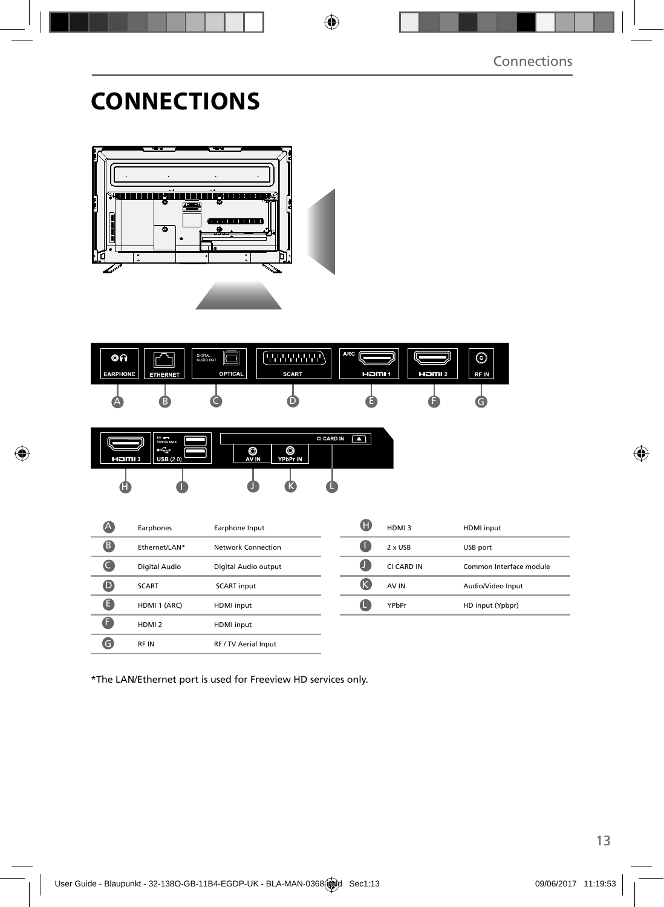# CONNECTIONS

| | | |
|---|---|---|
| A | Earphones | Earphone Input |
| B | Ethernet/LAN* | Network Connection |
| C | Digital Audio | Digital Audio output |
| D | SCART | SCART input |
| E | HDMI 1 (ARC) | HDMI input |
| F | HDMI 2 | HDMI input |
| G | RF IN | RF / TV Aerial Input |

| | | |
|---|---|---|
| H | HDMI 3 | HDMI input |
| I | 2 x USB | USB port |
| J | CI CARD IN | Common Interface module |
| K | AV IN | Audio/Video Input |
| L | YPbPr | HD input (Ypbpr) |

*The LAN/Ethernet port is used for Freeview HD services only.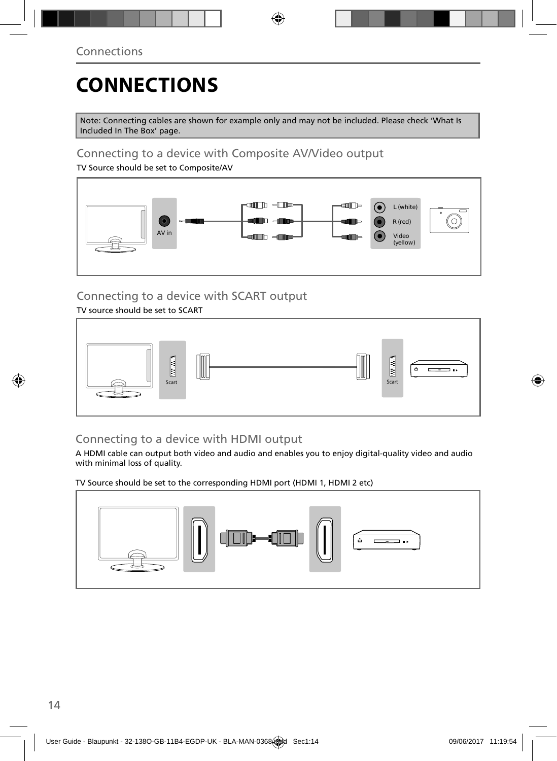# CONNECTIONS

Note: Connecting cables are shown for example only and may not be included. Please check 'What Is Included In The Box' page.

## Connecting to a device with Composite AV/Video output

TV Source should be set to Composite/AV

AV in

L (white)

R (red)

Video (yellow)

## Connecting to a device with SCART output

TV source should be set to SCART

Scart

Scart

## Connecting to a device with HDMI output

A HDMI cable can output both video and audio and enables you to enjoy digital-quality video and audio with minimal loss of quality.

TV Source should be set to the corresponding HDMI port (HDMI 1, HDMI 2 etc)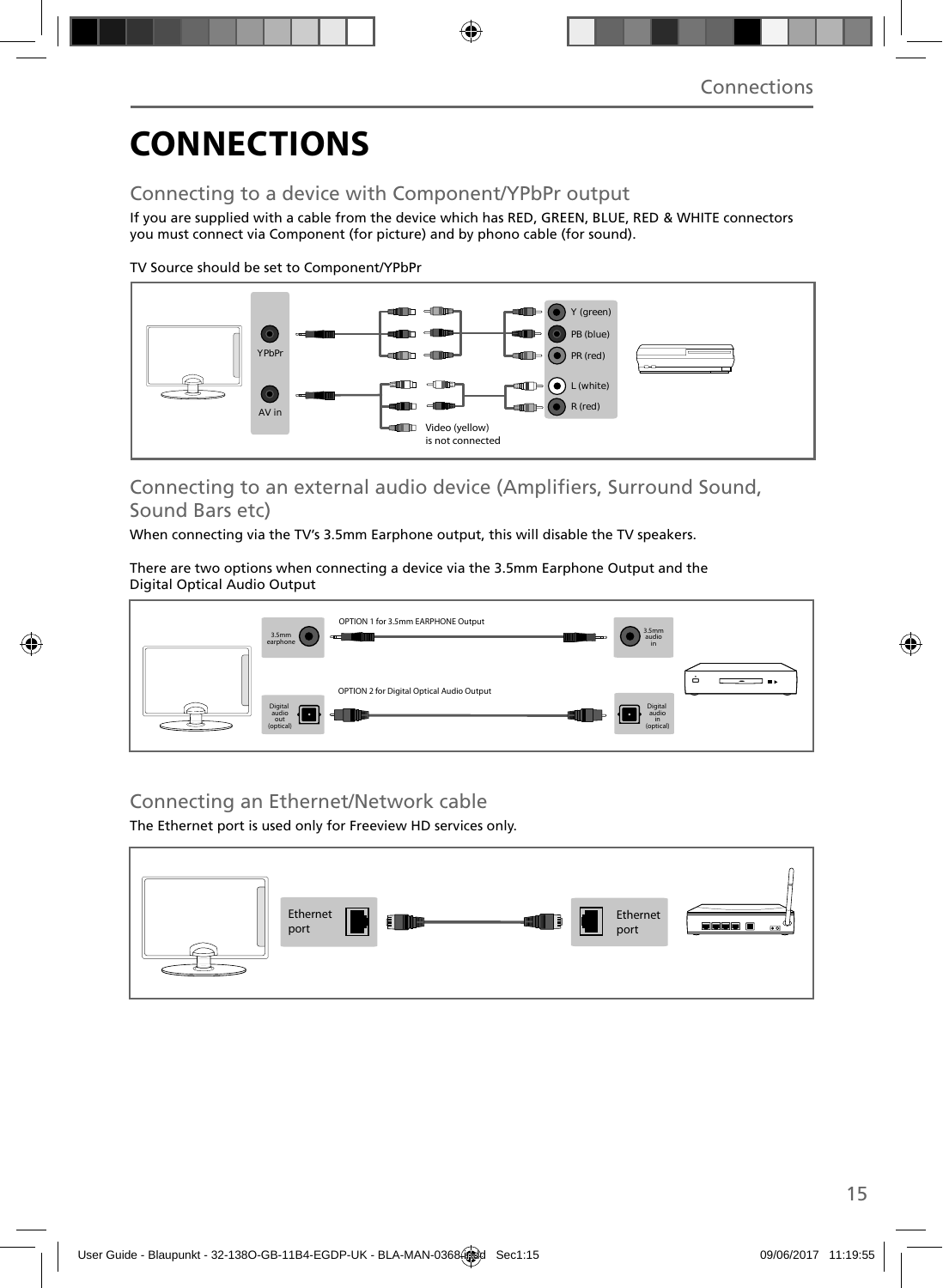# CONNECTIONS

## Connecting to a device with Component/YPbPr output

If you are supplied with a cable from the device which has RED, GREEN, BLUE, RED & WHITE connectors you must connect via Component (for picture) and by phono cable (for sound).

TV Source should be set to Component/YPbPr

YPbPr

AV in

Y (green)

PB (blue)

PR (red)

L (white)

R (red)

Video (yellow) is not connected

## Connecting to an external audio device (Amplifiers, Surround Sound, Sound Bars etc)

When connecting via the TV's 3.5mm Earphone output, this will disable the TV speakers.

There are two options when connecting a device via the 3.5mm Earphone Output and the Digital Optical Audio Output

OPTION 1 for 3.5mm EARPHONE Output

3.5mm earphone

3.5mm audio in

OPTION 2 for Digital Optical Audio Output

Digital audio out (optical)

Digital audio in (optical)

## Connecting an Ethernet/Network cable

The Ethernet port is used only for Freeview HD services only.

Ethernet port

Ethernet port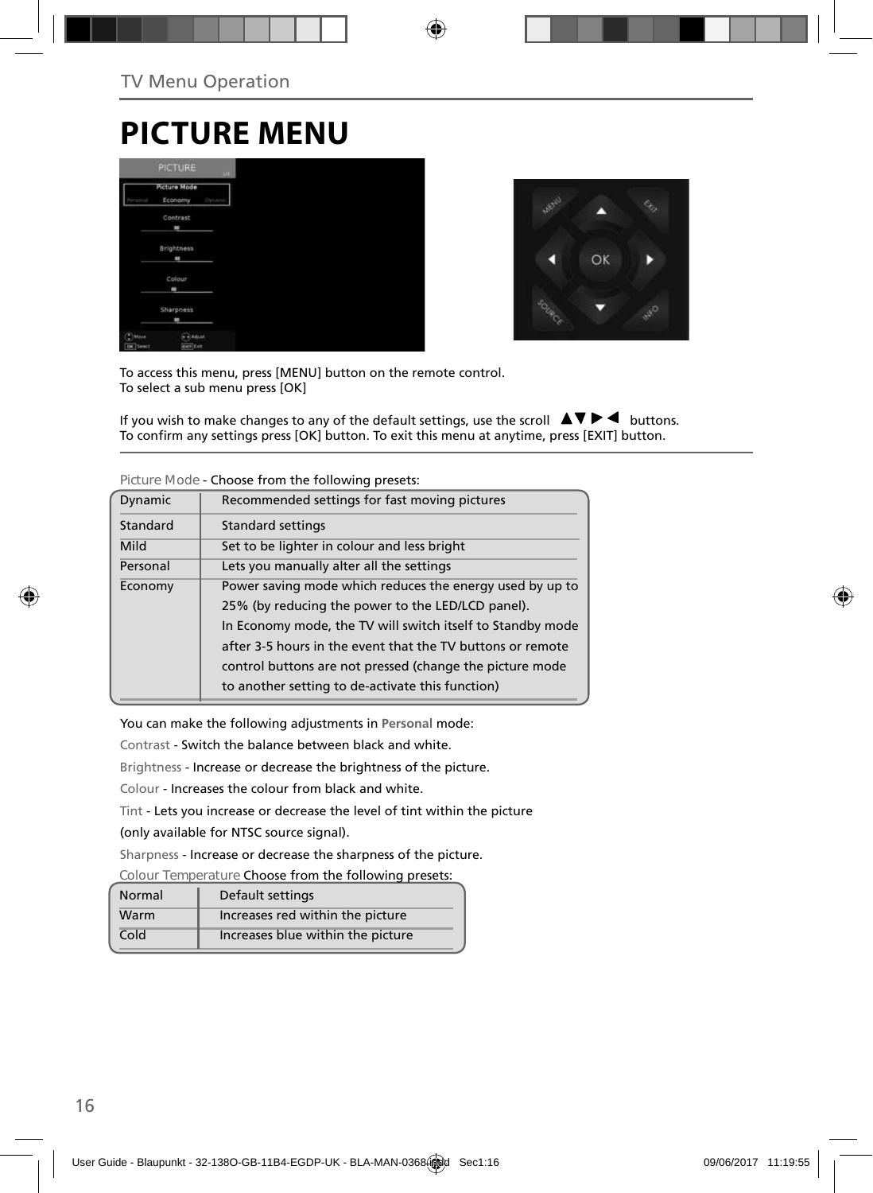## TV Menu Operation

# PICTURE MENU

To access this menu, press [MENU] button on the remote control.
To select a sub menu press [OK]

If you wish to make changes to any of the default settings, use the scroll ▲▼▶◀ buttons.
To confirm any settings press [OK] button. To exit this menu at anytime, press [EXIT] button.

Picture Mode - Choose from the following presets:

| | |
|---|---|
| Dynamic | Recommended settings for fast moving pictures |
| Standard | Standard settings |
| Mild | Set to be lighter in colour and less bright |
| Personal | Lets you manually alter all the settings |
| Economy | Power saving mode which reduces the energy used by up to 25% (by reducing the power to the LED/LCD panel). In Economy mode, the TV will switch itself to Standby mode after 3-5 hours in the event that the TV buttons or remote control buttons are not pressed (change the picture mode to another setting to de-activate this function) |

You can make the following adjustments in **Personal** mode:

Contrast - Switch the balance between black and white.

Brightness - Increase or decrease the brightness of the picture.

Colour - Increases the colour from black and white.

Tint - Lets you increase or decrease the level of tint within the picture (only available for NTSC source signal).

Sharpness - Increase or decrease the sharpness of the picture.

Colour Temperature Choose from the following presets:

| | |
|---|---|
| Normal | Default settings |
| Warm | Increases red within the picture |
| Cold | Increases blue within the picture |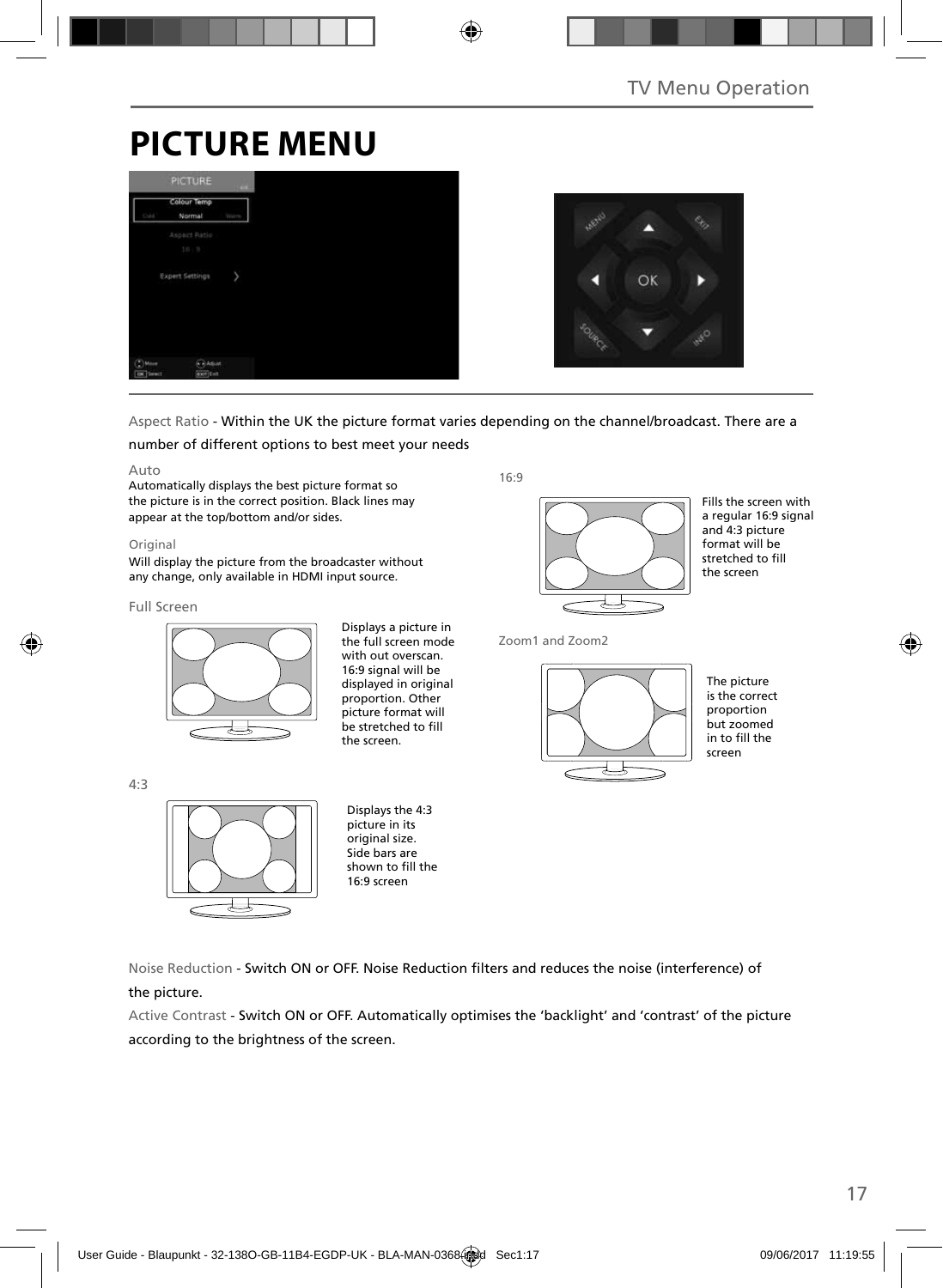# PICTURE MENU

Aspect Ratio - Within the UK the picture format varies depending on the channel/broadcast. There are a number of different options to best meet your needs

Auto

Automatically displays the best picture format so the picture is in the correct position. Black lines may appear at the top/bottom and/or sides.

Original

Will display the picture from the broadcaster without any change, only available in HDMI input source.

Full Screen

Displays a picture in the full screen mode with out overscan. 16:9 signal will be displayed in original proportion. Other picture format will be stretched to fill the screen.

4:3

Displays the 4:3 picture in its original size. Side bars are shown to fill the 16:9 screen

16:9

Fills the screen with a regular 16:9 signal and 4:3 picture format will be stretched to fill the screen

Zoom1 and Zoom2

The picture is the correct proportion but zoomed in to fill the screen

Noise Reduction - Switch ON or OFF. Noise Reduction filters and reduces the noise (interference) of the picture.

Active Contrast - Switch ON or OFF. Automatically optimises the 'backlight' and 'contrast' of the picture according to the brightness of the screen.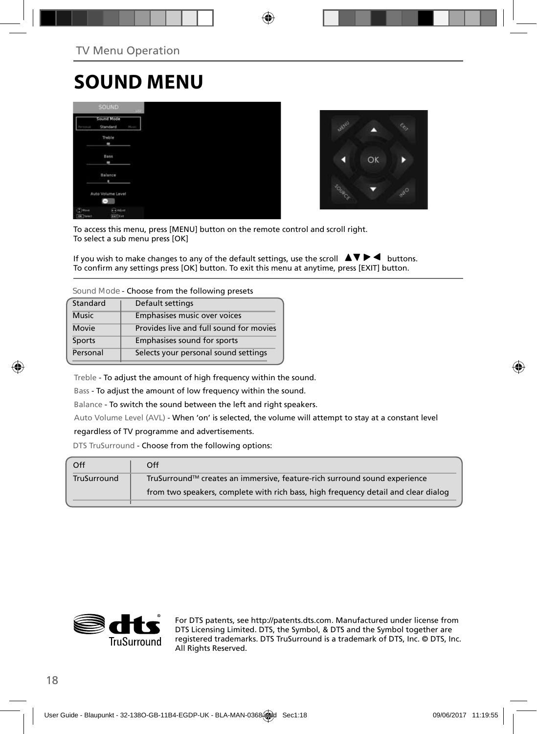TV Menu Operation

# SOUND MENU

To access this menu, press [MENU] button on the remote control and scroll right.
To select a sub menu press [OK]

If you wish to make changes to any of the default settings, use the scroll ▲▼▶◀ buttons.
To confirm any settings press [OK] button. To exit this menu at anytime, press [EXIT] button.

Sound Mode - Choose from the following presets

| Standard | Default settings |
|---|---|
| Music | Emphasises music over voices |
| Movie | Provides live and full sound for movies |
| Sports | Emphasises sound for sports |
| Personal | Selects your personal sound settings |

Treble - To adjust the amount of high frequency within the sound.

Bass - To adjust the amount of low frequency within the sound.

Balance - To switch the sound between the left and right speakers.

Auto Volume Level (AVL) - When 'on' is selected, the volume will attempt to stay at a constant level regardless of TV programme and advertisements.

DTS TruSurround - Choose from the following options:

| Off | Off |
|---|---|
| TruSurround | TruSurround™ creates an immersive, feature-rich surround sound experience from two speakers, complete with rich bass, high frequency detail and clear dialog |

For DTS patents, see http://patents.dts.com. Manufactured under license from DTS Licensing Limited. DTS, the Symbol, & DTS and the Symbol together are registered trademarks. DTS TruSurround is a trademark of DTS, Inc. © DTS, Inc. All Rights Reserved.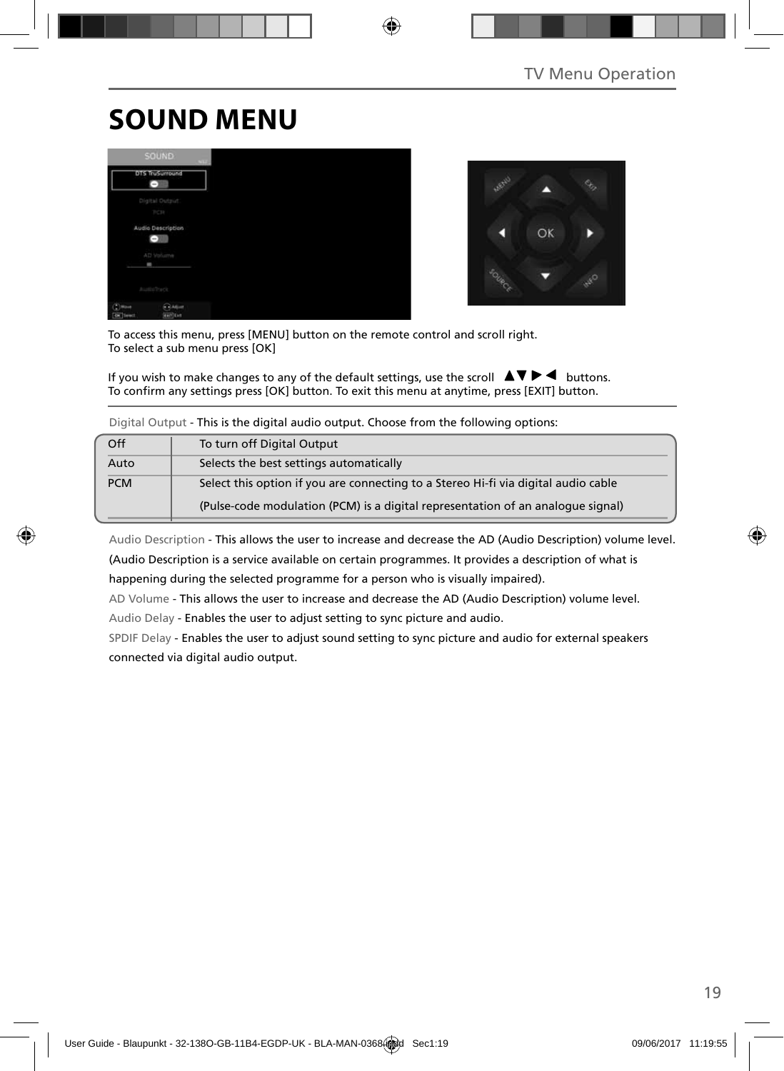# SOUND MENU

To access this menu, press [MENU] button on the remote control and scroll right.
To select a sub menu press [OK]

If you wish to make changes to any of the default settings, use the scroll ▲▼▶◀ buttons.
To confirm any settings press [OK] button. To exit this menu at anytime, press [EXIT] button.

Digital Output - This is the digital audio output. Choose from the following options:

| Off | To turn off Digital Output |
|---|---|
| Auto | Selects the best settings automatically |
| PCM | Select this option if you are connecting to a Stereo Hi-fi via digital audio cable<br>(Pulse-code modulation (PCM) is a digital representation of an analogue signal) |

Audio Description - This allows the user to increase and decrease the AD (Audio Description) volume level. (Audio Description is a service available on certain programmes. It provides a description of what is happening during the selected programme for a person who is visually impaired).

AD Volume - This allows the user to increase and decrease the AD (Audio Description) volume level.

Audio Delay - Enables the user to adjust setting to sync picture and audio.

SPDIF Delay - Enables the user to adjust sound setting to sync picture and audio for external speakers connected via digital audio output.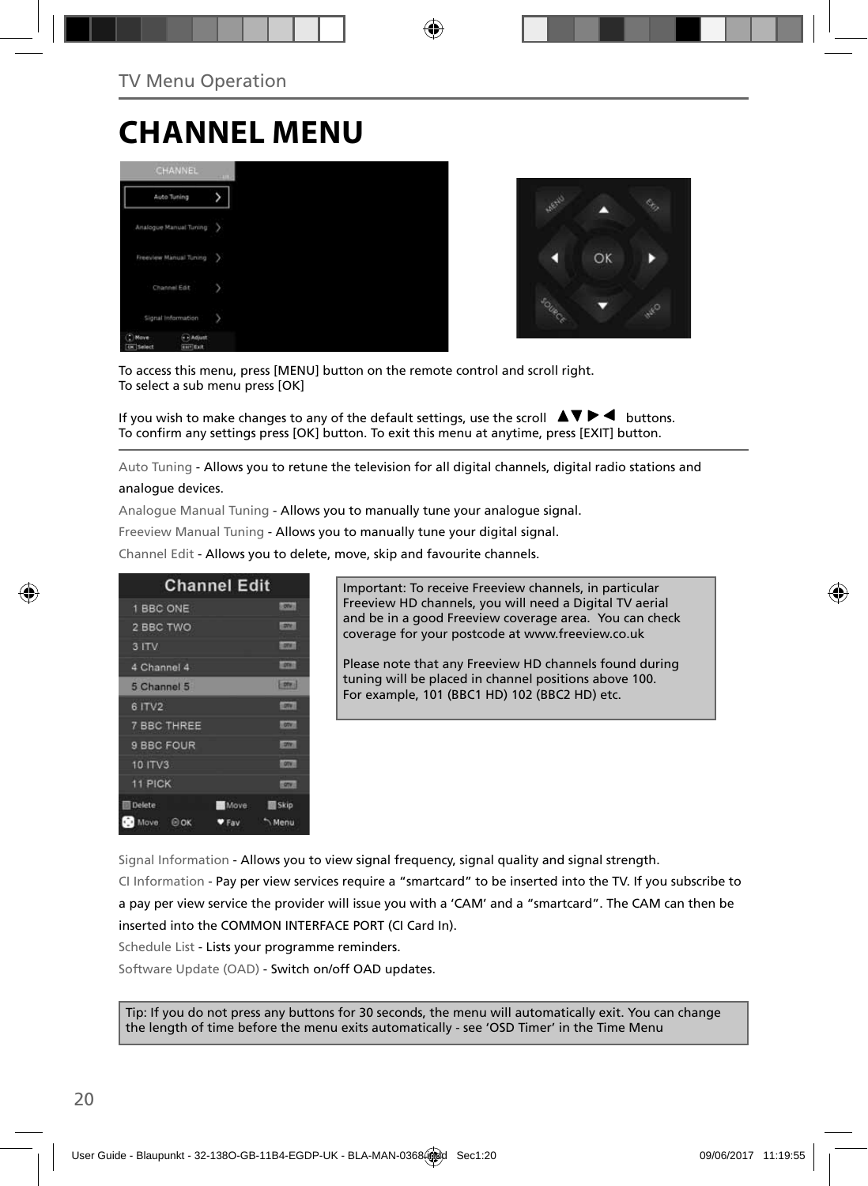TV Menu Operation

# CHANNEL MENU

To access this menu, press [MENU] button on the remote control and scroll right.
To select a sub menu press [OK]

If you wish to make changes to any of the default settings, use the scroll ▲▼▶◀ buttons.
To confirm any settings press [OK] button. To exit this menu at anytime, press [EXIT] button.

Auto Tuning - Allows you to retune the television for all digital channels, digital radio stations and analogue devices.

Analogue Manual Tuning - Allows you to manually tune your analogue signal.

Freeview Manual Tuning - Allows you to manually tune your digital signal.

Channel Edit - Allows you to delete, move, skip and favourite channels.

Important: To receive Freeview channels, in particular Freeview HD channels, you will need a Digital TV aerial and be in a good Freeview coverage area. You can check coverage for your postcode at www.freeview.co.uk

Please note that any Freeview HD channels found during tuning will be placed in channel positions above 100. For example, 101 (BBC1 HD) 102 (BBC2 HD) etc.

Signal Information - Allows you to view signal frequency, signal quality and signal strength.

CI Information - Pay per view services require a "smartcard" to be inserted into the TV. If you subscribe to a pay per view service the provider will issue you with a 'CAM' and a "smartcard". The CAM can then be inserted into the COMMON INTERFACE PORT (CI Card In).

Schedule List - Lists your programme reminders.

Software Update (OAD) - Switch on/off OAD updates.

Tip: If you do not press any buttons for 30 seconds, the menu will automatically exit. You can change the length of time before the menu exits automatically - see 'OSD Timer' in the Time Menu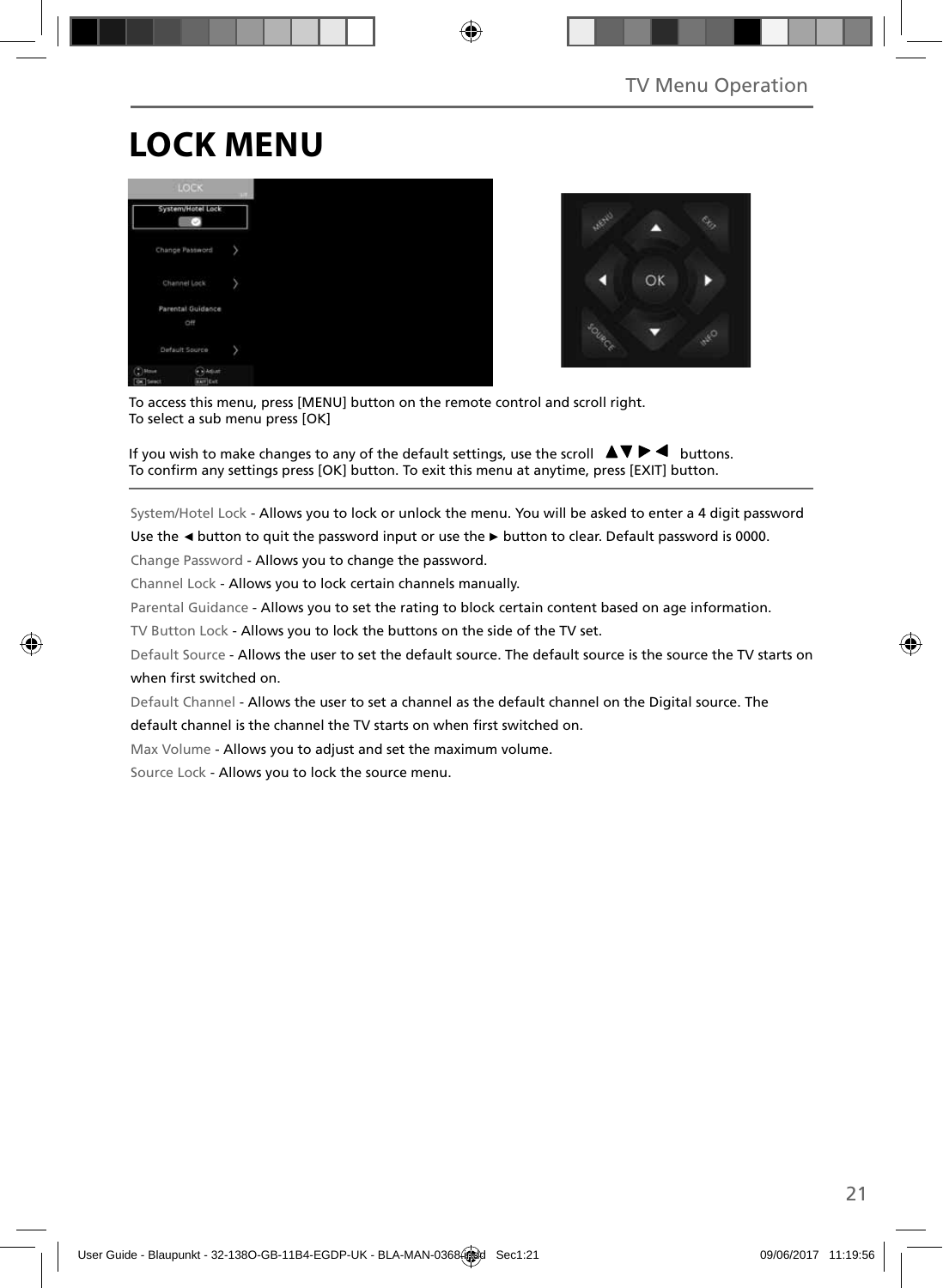# LOCK MENU

To access this menu, press [MENU] button on the remote control and scroll right.
To select a sub menu press [OK]

If you wish to make changes to any of the default settings, use the scroll ▲▼ ▶ ◀ buttons.
To confirm any settings press [OK] button. To exit this menu at anytime, press [EXIT] button.

System/Hotel Lock - Allows you to lock or unlock the menu. You will be asked to enter a 4 digit password

Use the ◄ button to quit the password input or use the ► button to clear. Default password is 0000.

Change Password - Allows you to change the password.

Channel Lock - Allows you to lock certain channels manually.

Parental Guidance - Allows you to set the rating to block certain content based on age information.

TV Button Lock - Allows you to lock the buttons on the side of the TV set.

Default Source - Allows the user to set the default source. The default source is the source the TV starts on when first switched on.

Default Channel - Allows the user to set a channel as the default channel on the Digital source. The default channel is the channel the TV starts on when first switched on.

Max Volume - Allows you to adjust and set the maximum volume.

Source Lock - Allows you to lock the source menu.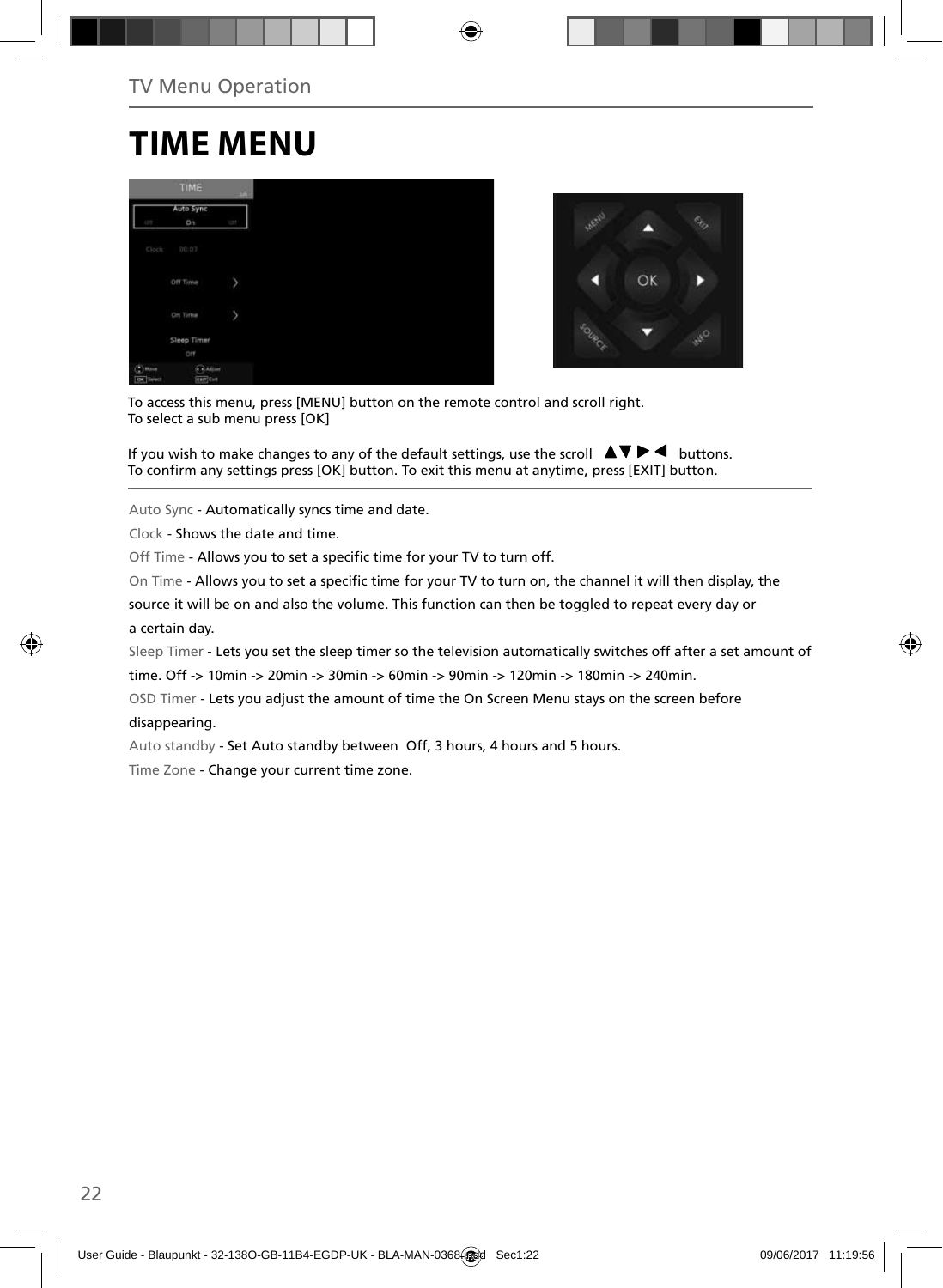# TIME MENU

To access this menu, press [MENU] button on the remote control and scroll right.
To select a sub menu press [OK]

If you wish to make changes to any of the default settings, use the scroll ▲▼▶◀ buttons.
To confirm any settings press [OK] button. To exit this menu at anytime, press [EXIT] button.

Auto Sync - Automatically syncs time and date.

Clock - Shows the date and time.

Off Time - Allows you to set a specific time for your TV to turn off.

On Time - Allows you to set a specific time for your TV to turn on, the channel it will then display, the source it will be on and also the volume. This function can then be toggled to repeat every day or a certain day.

Sleep Timer - Lets you set the sleep timer so the television automatically switches off after a set amount of time. Off -> 10min -> 20min -> 30min -> 60min -> 90min -> 120min -> 180min -> 240min.

OSD Timer - Lets you adjust the amount of time the On Screen Menu stays on the screen before disappearing.

Auto standby - Set Auto standby between Off, 3 hours, 4 hours and 5 hours.

Time Zone - Change your current time zone.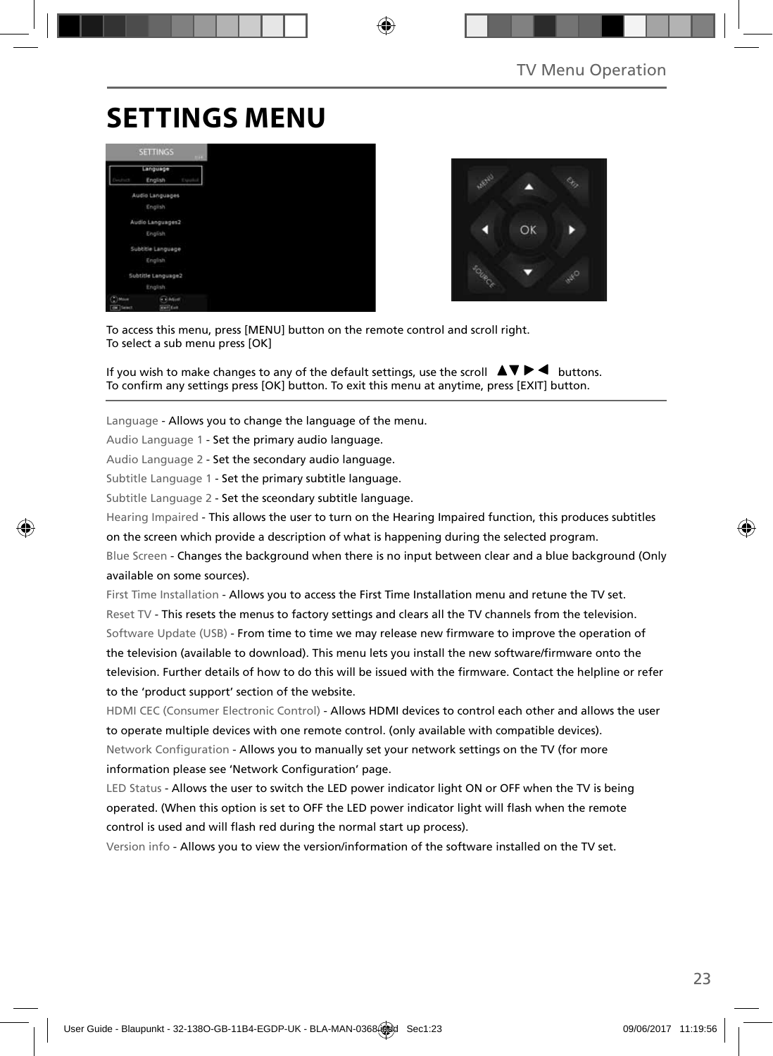# SETTINGS MENU

To access this menu, press [MENU] button on the remote control and scroll right.
To select a sub menu press [OK]

If you wish to make changes to any of the default settings, use the scroll ▲▼▶◀ buttons.
To confirm any settings press [OK] button. To exit this menu at anytime, press [EXIT] button.

Language - Allows you to change the language of the menu.

Audio Language 1 - Set the primary audio language.

Audio Language 2 - Set the secondary audio language.

Subtitle Language 1 - Set the primary subtitle language.

Subtitle Language 2 - Set the sceondary subtitle language.

Hearing Impaired - This allows the user to turn on the Hearing Impaired function, this produces subtitles on the screen which provide a description of what is happening during the selected program.

Blue Screen - Changes the background when there is no input between clear and a blue background (Only available on some sources).

First Time Installation - Allows you to access the First Time Installation menu and retune the TV set.

Reset TV - This resets the menus to factory settings and clears all the TV channels from the television.

Software Update (USB) - From time to time we may release new firmware to improve the operation of the television (available to download). This menu lets you install the new software/firmware onto the television. Further details of how to do this will be issued with the firmware. Contact the helpline or refer to the 'product support' section of the website.

HDMI CEC (Consumer Electronic Control) - Allows HDMI devices to control each other and allows the user to operate multiple devices with one remote control. (only available with compatible devices).

Network Configuration - Allows you to manually set your network settings on the TV (for more information please see 'Network Configuration' page.

LED Status - Allows the user to switch the LED power indicator light ON or OFF when the TV is being operated. (When this option is set to OFF the LED power indicator light will flash when the remote control is used and will flash red during the normal start up process).

Version info - Allows you to view the version/information of the software installed on the TV set.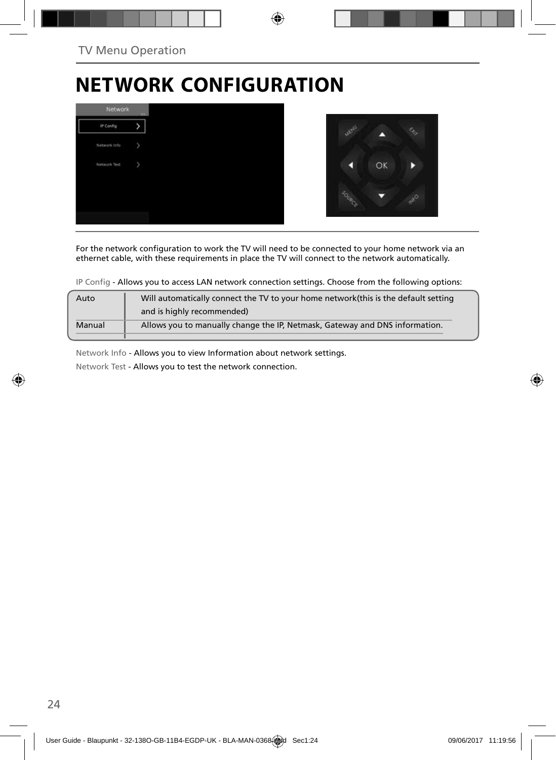# NETWORK CONFIGURATION

For the network configuration to work the TV will need to be connected to your home network via an ethernet cable, with these requirements in place the TV will connect to the network automatically.

IP Config - Allows you to access LAN network connection settings. Choose from the following options:

| Option | Description |
|---|---|
| Auto | Will automatically connect the TV to your home network(this is the default setting and is highly recommended) |
| Manual | Allows you to manually change the IP, Netmask, Gateway and DNS information. |

Network Info - Allows you to view Information about network settings.

Network Test - Allows you to test the network connection.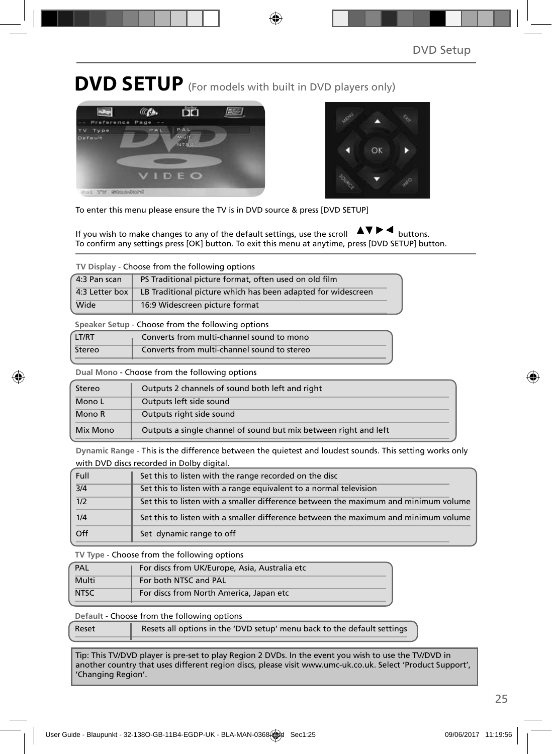# DVD SETUP (For models with built in DVD players only)

To enter this menu please ensure the TV is in DVD source & press [DVD SETUP]

If you wish to make changes to any of the default settings, use the scroll ▲▼►◄ buttons.
To confirm any settings press [OK] button. To exit this menu at anytime, press [DVD SETUP] button.

**TV Display** - Choose from the following options

| | |
|---|---|
| 4:3 Pan scan | PS Traditional picture format, often used on old film |
| 4:3 Letter box | LB Traditional picture which has been adapted for widescreen |
| Wide | 16:9 Widescreen picture format |

**Speaker Setup** - Choose from the following options

| | |
|---|---|
| LT/RT | Converts from multi-channel sound to mono |
| Stereo | Converts from multi-channel sound to stereo |

**Dual Mono** - Choose from the following options

| | |
|---|---|
| Stereo | Outputs 2 channels of sound both left and right |
| Mono L | Outputs left side sound |
| Mono R | Outputs right side sound |
| Mix Mono | Outputs a single channel of sound but mix between right and left |

**Dynamic Range** - This is the difference between the quietest and loudest sounds. This setting works only with DVD discs recorded in Dolby digital.

| | |
|---|---|
| Full | Set this to listen with the range recorded on the disc |
| 3/4 | Set this to listen with a range equivalent to a normal television |
| 1/2 | Set this to listen with a smaller difference between the maximum and minimum volume |
| 1/4 | Set this to listen with a smaller difference between the maximum and minimum volume |
| Off | Set dynamic range to off |

**TV Type** - Choose from the following options

| | |
|---|---|
| PAL | For discs from UK/Europe, Asia, Australia etc |
| Multi | For both NTSC and PAL |
| NTSC | For discs from North America, Japan etc |

**Default** - Choose from the following options

| | |
|---|---|
| Reset | Resets all options in the 'DVD setup' menu back to the default settings |

Tip: This TV/DVD player is pre-set to play Region 2 DVDs. In the event you wish to use the TV/DVD in another country that uses different region discs, please visit www.umc-uk.co.uk. Select 'Product Support', 'Changing Region'.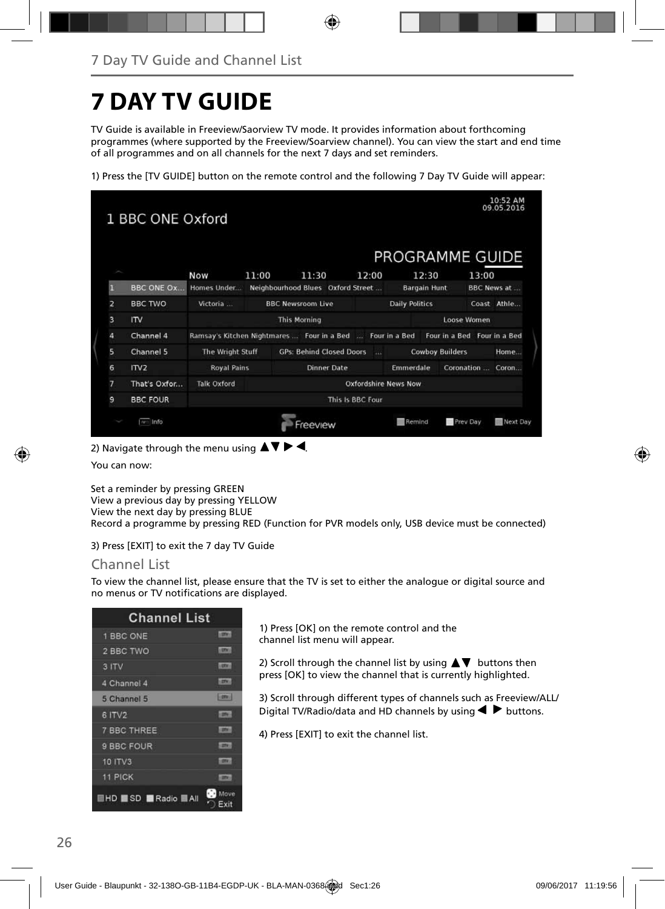# 7 DAY TV GUIDE

TV Guide is available in Freeview/Saorview TV mode. It provides information about forthcoming programmes (where supported by the Freeview/Soarview channel). You can view the start and end time of all programmes and on all channels for the next 7 days and set reminders.

1) Press the [TV GUIDE] button on the remote control and the following 7 Day TV Guide will appear:

2) Navigate through the menu using ▲▼ ▶ ◀.

You can now:

Set a reminder by pressing GREEN
View a previous day by pressing YELLOW
View the next day by pressing BLUE
Record a programme by pressing RED (Function for PVR models only, USB device must be connected)

3) Press [EXIT] to exit the 7 day TV Guide

## Channel List

To view the channel list, please ensure that the TV is set to either the analogue or digital source and no menus or TV notifications are displayed.

1) Press [OK] on the remote control and the channel list menu will appear.

2) Scroll through the channel list by using ▲▼ buttons then press [OK] to view the channel that is currently highlighted.

3) Scroll through different types of channels such as Freeview/ALL/ Digital TV/Radio/data and HD channels by using ◀ ▶ buttons.

4) Press [EXIT] to exit the channel list.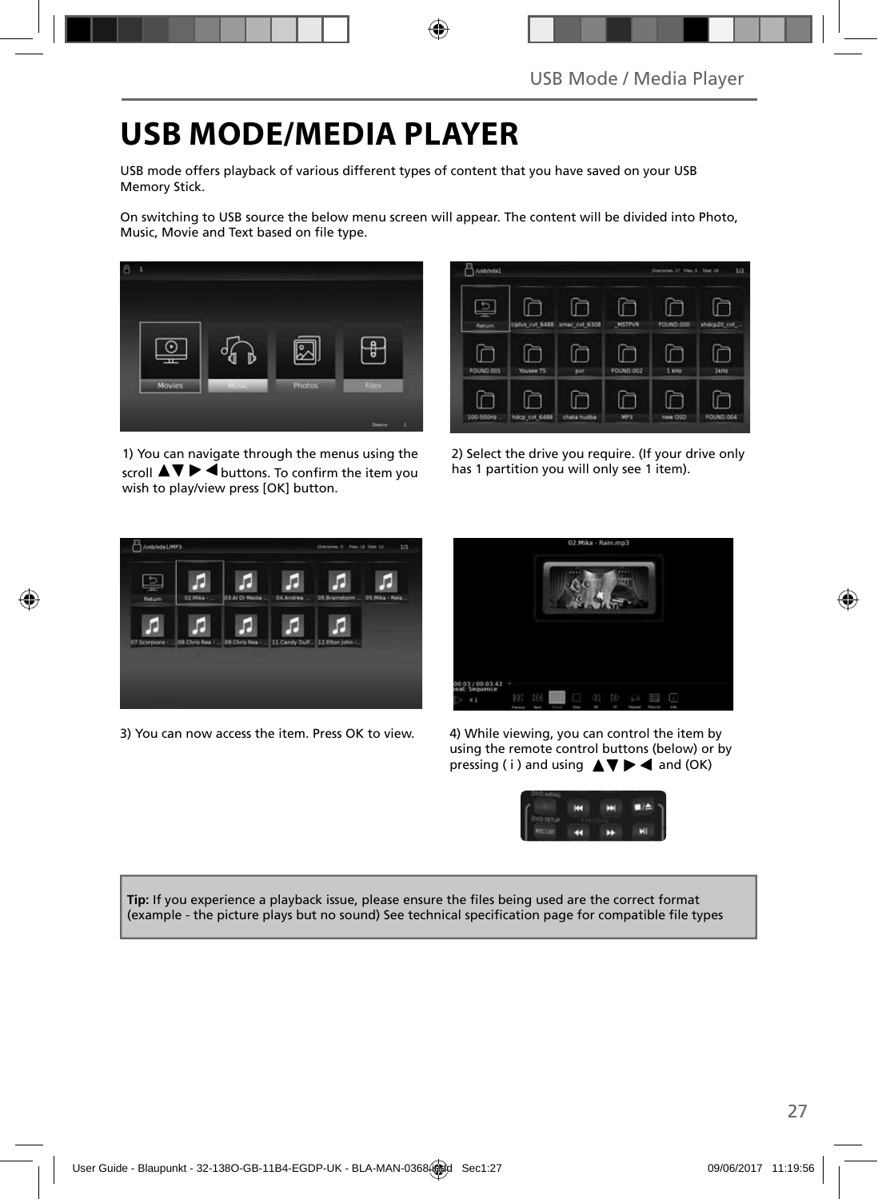# USB MODE/MEDIA PLAYER

USB mode offers playback of various different types of content that you have saved on your USB Memory Stick.

On switching to USB source the below menu screen will appear. The content will be divided into Photo, Music, Movie and Text based on file type.

1) You can navigate through the menus using the scroll ▲▼ ▶ ◀ buttons. To confirm the item you wish to play/view press [OK] button.

2) Select the drive you require. (If your drive only has 1 partition you will only see 1 item).

3) You can now access the item. Press OK to view.

4) While viewing, you can control the item by using the remote control buttons (below) or by pressing ( i ) and using ▲▼ ▶ ◀ and (OK)

**Tip:** If you experience a playback issue, please ensure the files being used are the correct format (example - the picture plays but no sound) See technical specification page for compatible file types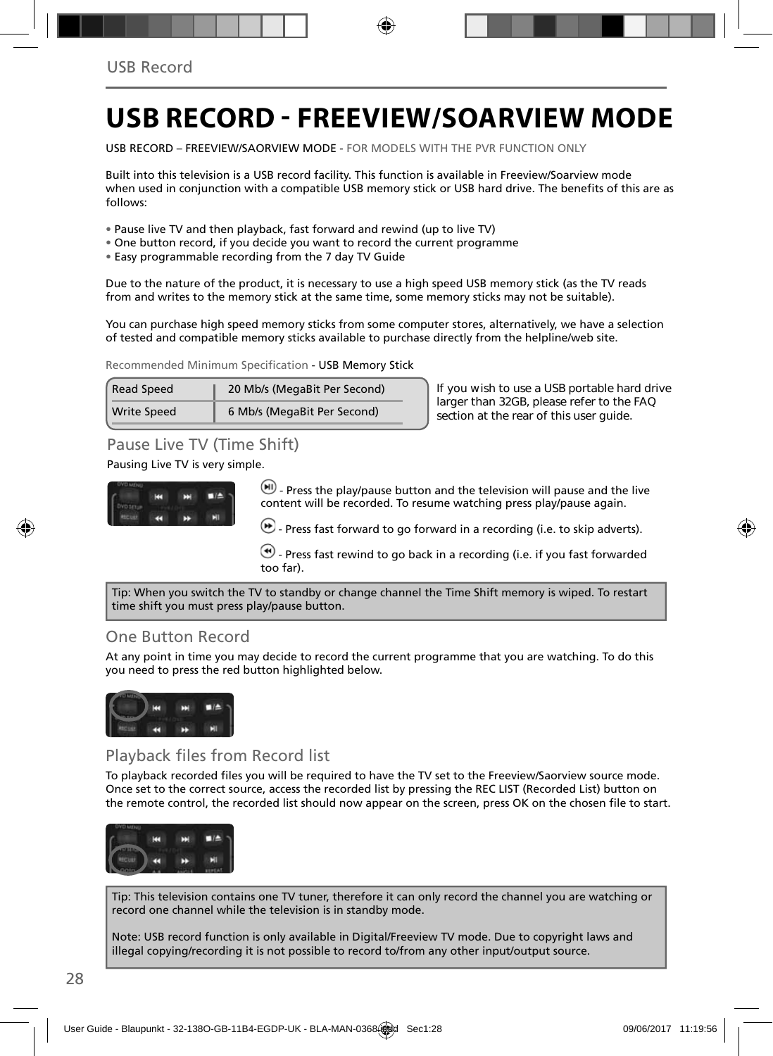# USB RECORD - FREEVIEW/SOARVIEW MODE

USB RECORD – FREEVIEW/SAORVIEW MODE - FOR MODELS WITH THE PVR FUNCTION ONLY

Built into this television is a USB record facility. This function is available in Freeview/Soarview mode when used in conjunction with a compatible USB memory stick or USB hard drive. The benefits of this are as follows:

- Pause live TV and then playback, fast forward and rewind (up to live TV)
- One button record, if you decide you want to record the current programme
- Easy programmable recording from the 7 day TV Guide

Due to the nature of the product, it is necessary to use a high speed USB memory stick (as the TV reads from and writes to the memory stick at the same time, some memory sticks may not be suitable).

You can purchase high speed memory sticks from some computer stores, alternatively, we have a selection of tested and compatible memory sticks available to purchase directly from the helpline/web site.

Recommended Minimum Specification - USB Memory Stick

| Read Speed | 20 Mb/s (MegaBit Per Second) |
|---|---|
| Write Speed | 6 Mb/s (MegaBit Per Second) |

If you wish to use a USB portable hard drive larger than 32GB, please refer to the FAQ section at the rear of this user guide.

## Pause Live TV (Time Shift)

Pausing Live TV is very simple.

- Press the play/pause button and the television will pause and the live content will be recorded. To resume watching press play/pause again.

- Press fast forward to go forward in a recording (i.e. to skip adverts).

- Press fast rewind to go back in a recording (i.e. if you fast forwarded too far).

Tip: When you switch the TV to standby or change channel the Time Shift memory is wiped. To restart time shift you must press play/pause button.

## One Button Record

At any point in time you may decide to record the current programme that you are watching. To do this you need to press the red button highlighted below.

## Playback files from Record list

To playback recorded files you will be required to have the TV set to the Freeview/Saorview source mode. Once set to the correct source, access the recorded list by pressing the REC LIST (Recorded List) button on the remote control, the recorded list should now appear on the screen, press OK on the chosen file to start.

Tip: This television contains one TV tuner, therefore it can only record the channel you are watching or record one channel while the television is in standby mode.

Note: USB record function is only available in Digital/Freeview TV mode. Due to copyright laws and illegal copying/recording it is not possible to record to/from any other input/output source.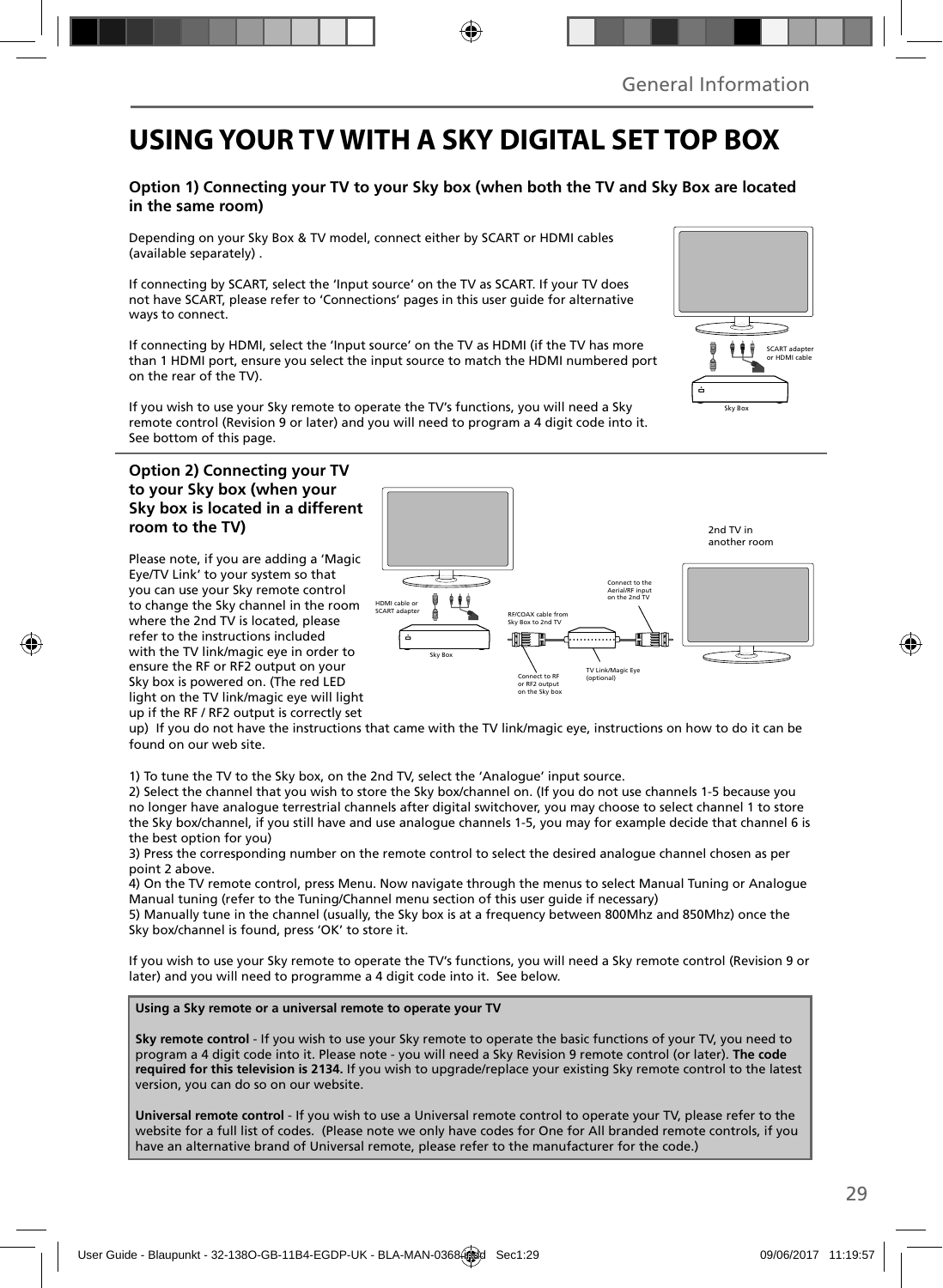# USING YOUR TV WITH A SKY DIGITAL SET TOP BOX

### Option 1) Connecting your TV to your Sky box (when both the TV and Sky Box are located in the same room)

Depending on your Sky Box & TV model, connect either by SCART or HDMI cables (available separately) .

If connecting by SCART, select the 'Input source' on the TV as SCART. If your TV does not have SCART, please refer to 'Connections' pages in this user guide for alternative ways to connect.

If connecting by HDMI, select the 'Input source' on the TV as HDMI (if the TV has more than 1 HDMI port, ensure you select the input source to match the HDMI numbered port on the rear of the TV).

If you wish to use your Sky remote to operate the TV's functions, you will need a Sky remote control (Revision 9 or later) and you will need to program a 4 digit code into it. See bottom of this page.

SCART adapter or HDMI cable

Sky Box

### Option 2) Connecting your TV to your Sky box (when your Sky box is located in a different room to the TV)

Please note, if you are adding a 'Magic Eye/TV Link' to your system so that you can use your Sky remote control to change the Sky channel in the room where the 2nd TV is located, please refer to the instructions included with the TV link/magic eye in order to ensure the RF or RF2 output on your Sky box is powered on. (The red LED light on the TV link/magic eye will light up if the RF / RF2 output is correctly set up) If you do not have the instructions that came with the TV link/magic eye, instructions on how to do it can be found on our web site.

HDMI cable or SCART adapter

Sky Box

RF/COAX cable from Sky Box to 2nd TV

Connect to RF or RF2 output on the Sky box

TV Link/Magic Eye (optional)

Connect to the Aerial/RF input on the 2nd TV

2nd TV in another room

1) To tune the TV to the Sky box, on the 2nd TV, select the 'Analogue' input source.
2) Select the channel that you wish to store the Sky box/channel on. (If you do not use channels 1-5 because you no longer have analogue terrestrial channels after digital switchover, you may choose to select channel 1 to store the Sky box/channel, if you still have and use analogue channels 1-5, you may for example decide that channel 6 is the best option for you)
3) Press the corresponding number on the remote control to select the desired analogue channel chosen as per point 2 above.
4) On the TV remote control, press Menu. Now navigate through the menus to select Manual Tuning or Analogue Manual tuning (refer to the Tuning/Channel menu section of this user guide if necessary)
5) Manually tune in the channel (usually, the Sky box is at a frequency between 800Mhz and 850Mhz) once the Sky box/channel is found, press 'OK' to store it.

If you wish to use your Sky remote to operate the TV's functions, you will need a Sky remote control (Revision 9 or later) and you will need to programme a 4 digit code into it. See below.

**Using a Sky remote or a universal remote to operate your TV**

**Sky remote control** - If you wish to use your Sky remote to operate the basic functions of your TV, you need to program a 4 digit code into it. Please note - you will need a Sky Revision 9 remote control (or later). **The code required for this television is 2134.** If you wish to upgrade/replace your existing Sky remote control to the latest version, you can do so on our website.

**Universal remote control** - If you wish to use a Universal remote control to operate your TV, please refer to the website for a full list of codes. (Please note we only have codes for One for All branded remote controls, if you have an alternative brand of Universal remote, please refer to the manufacturer for the code.)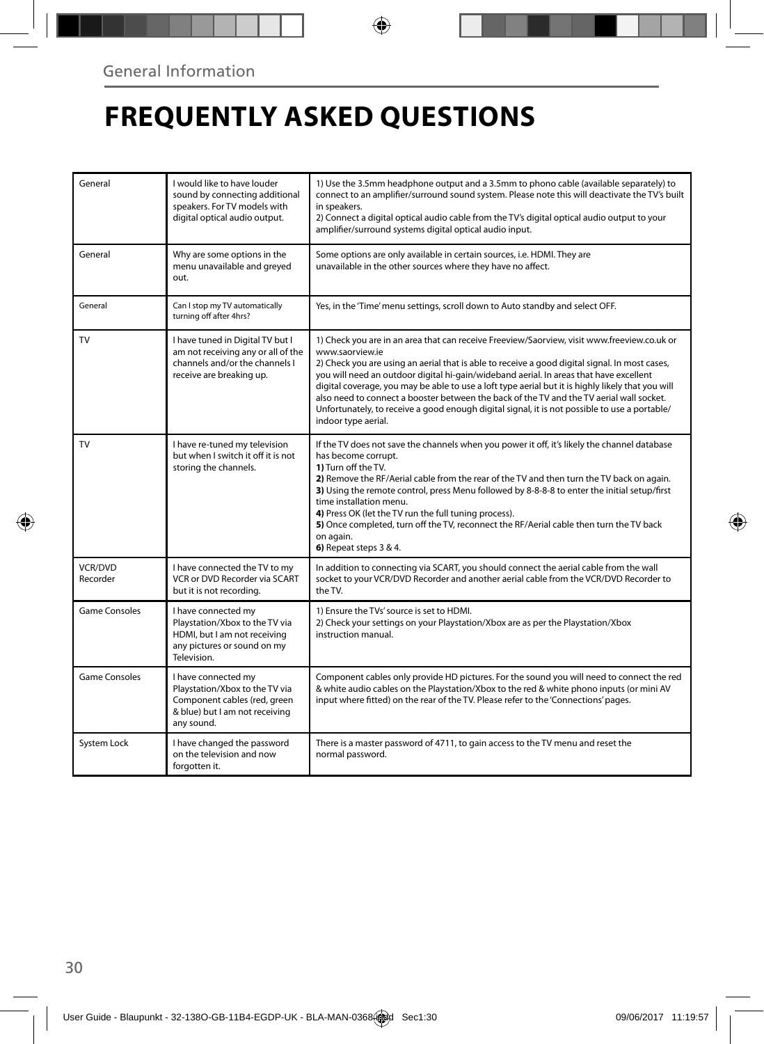General Information

# FREQUENTLY ASKED QUESTIONS

| | | |
|---|---|---|
| General | I would like to have louder sound by connecting additional speakers. For TV models with digital optical audio output. | 1) Use the 3.5mm headphone output and a 3.5mm to phono cable (available separately) to connect to an amplifier/surround sound system. Please note this will deactivate the TV's built in speakers.<br>2) Connect a digital optical audio cable from the TV's digital optical audio output to your amplifier/surround systems digital optical audio input. |
| General | Why are some options in the menu unavailable and greyed out. | Some options are only available in certain sources, i.e. HDMI. They are unavailable in the other sources where they have no affect. |
| General | Can I stop my TV automatically turning off after 4hrs? | Yes, in the 'Time' menu settings, scroll down to Auto standby and select OFF. |
| TV | I have tuned in Digital TV but I am not receiving any or all of the channels and/or the channels I receive are breaking up. | 1) Check you are in an area that can receive Freeview/Saorview, visit www.freeview.co.uk or www.saorview.ie<br>2) Check you are using an aerial that is able to receive a good digital signal. In most cases, you will need an outdoor digital hi-gain/wideband aerial. In areas that have excellent digital coverage, you may be able to use a loft type aerial but it is highly likely that you will also need to connect a booster between the back of the TV and the TV aerial wall socket. Unfortunately, to receive a good enough digital signal, it is not possible to use a portable/indoor type aerial. |
| TV | I have re-tuned my television but when I switch it off it is not storing the channels. | If the TV does not save the channels when you power it off, it's likely the channel database has become corrupt.<br>**1)** Turn off the TV.<br>**2)** Remove the RF/Aerial cable from the rear of the TV and then turn the TV back on again.<br>**3)** Using the remote control, press Menu followed by 8-8-8-8 to enter the initial setup/first time installation menu.<br>**4)** Press OK (let the TV run the full tuning process).<br>**5)** Once completed, turn off the TV, reconnect the RF/Aerial cable then turn the TV back on again.<br>**6)** Repeat steps 3 & 4. |
| VCR/DVD Recorder | I have connected the TV to my VCR or DVD Recorder via SCART but it is not recording. | In addition to connecting via SCART, you should connect the aerial cable from the wall socket to your VCR/DVD Recorder and another aerial cable from the VCR/DVD Recorder to the TV. |
| Game Consoles | I have connected my Playstation/Xbox to the TV via HDMI, but I am not receiving any pictures or sound on my Television. | 1) Ensure the TVs' source is set to HDMI.<br>2) Check your settings on your Playstation/Xbox are as per the Playstation/Xbox instruction manual. |
| Game Consoles | I have connected my Playstation/Xbox to the TV via Component cables (red, green & blue) but I am not receiving any sound. | Component cables only provide HD pictures. For the sound you will need to connect the red & white audio cables on the Playstation/Xbox to the red & white phono inputs (or mini AV input where fitted) on the rear of the TV. Please refer to the 'Connections' pages. |
| System Lock | I have changed the password on the television and now forgotten it. | There is a master password of 4711, to gain access to the TV menu and reset the normal password. |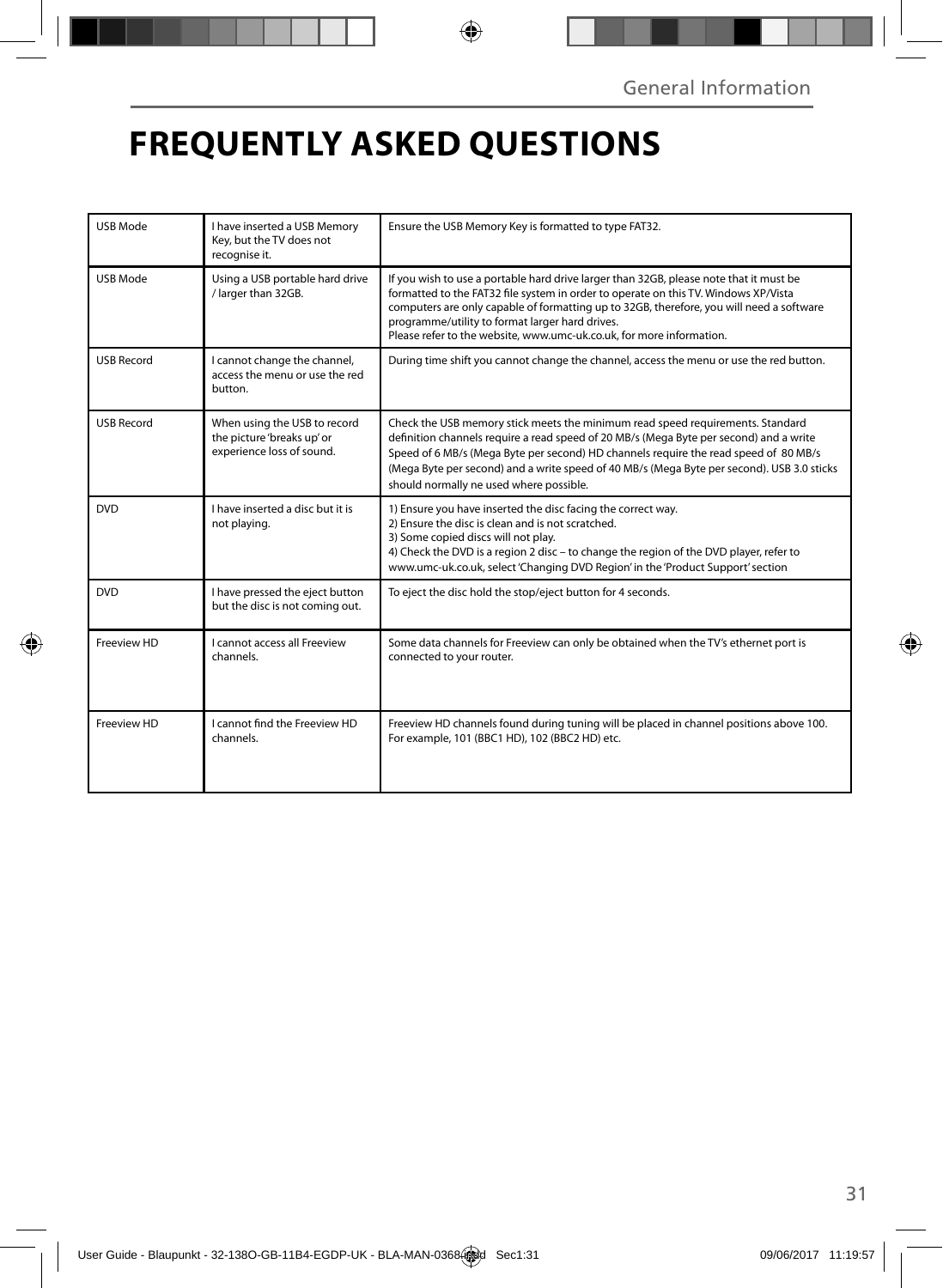# FREQUENTLY ASKED QUESTIONS

| | | |
|---|---|---|
| USB Mode | I have inserted a USB Memory Key, but the TV does not recognise it. | Ensure the USB Memory Key is formatted to type FAT32. |
| USB Mode | Using a USB portable hard drive / larger than 32GB. | If you wish to use a portable hard drive larger than 32GB, please note that it must be formatted to the FAT32 file system in order to operate on this TV. Windows XP/Vista computers are only capable of formatting up to 32GB, therefore, you will need a software programme/utility to format larger hard drives.<br>Please refer to the website, www.umc-uk.co.uk, for more information. |
| USB Record | I cannot change the channel, access the menu or use the red button. | During time shift you cannot change the channel, access the menu or use the red button. |
| USB Record | When using the USB to record the picture 'breaks up' or experience loss of sound. | Check the USB memory stick meets the minimum read speed requirements. Standard definition channels require a read speed of 20 MB/s (Mega Byte per second) and a write Speed of 6 MB/s (Mega Byte per second) HD channels require the read speed of 80 MB/s (Mega Byte per second) and a write speed of 40 MB/s (Mega Byte per second). USB 3.0 sticks should normally ne used where possible. |
| DVD | I have inserted a disc but it is not playing. | 1) Ensure you have inserted the disc facing the correct way.<br>2) Ensure the disc is clean and is not scratched.<br>3) Some copied discs will not play.<br>4) Check the DVD is a region 2 disc – to change the region of the DVD player, refer to www.umc-uk.co.uk, select 'Changing DVD Region' in the 'Product Support' section |
| DVD | I have pressed the eject button but the disc is not coming out. | To eject the disc hold the stop/eject button for 4 seconds. |
| Freeview HD | I cannot access all Freeview channels. | Some data channels for Freeview can only be obtained when the TV's ethernet port is connected to your router. |
| Freeview HD | I cannot find the Freeview HD channels. | Freeview HD channels found during tuning will be placed in channel positions above 100. For example, 101 (BBC1 HD), 102 (BBC2 HD) etc. |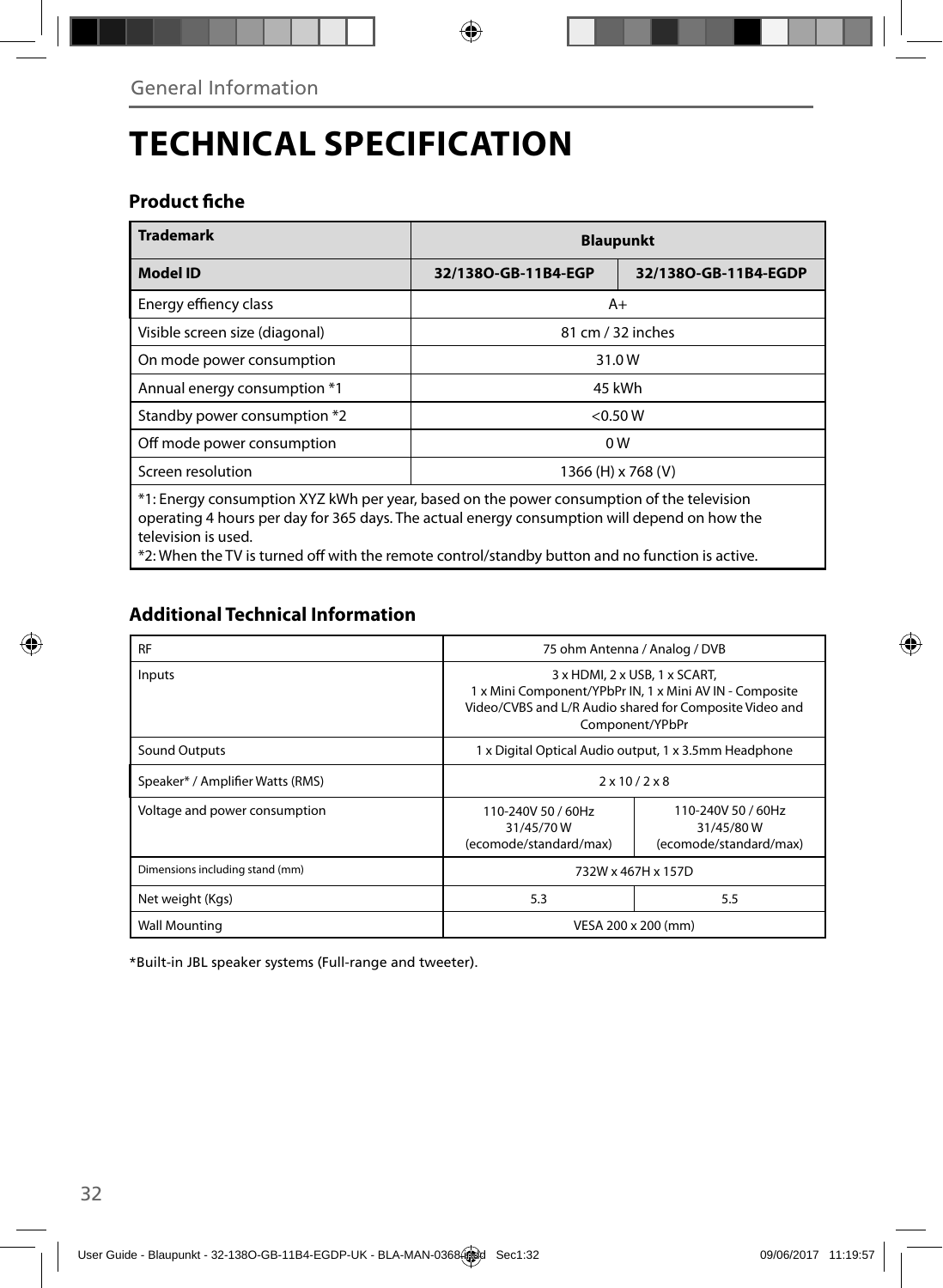General Information

# TECHNICAL SPECIFICATION

### Product fiche

| Trademark | Blaupunkt | |
|---|---|---|
| **Model ID** | **32/138O-GB-11B4-EGP** | **32/138O-GB-11B4-EGDP** |
| Energy effiency class | A+ | |
| Visible screen size (diagonal) | 81 cm / 32 inches | |
| On mode power consumption | 31.0 W | |
| Annual energy consumption *1 | 45 kWh | |
| Standby power consumption *2 | <0.50 W | |
| Off mode power consumption | 0 W | |
| Screen resolution | 1366 (H) x 768 (V) | |

*1: Energy consumption XYZ kWh per year, based on the power consumption of the television operating 4 hours per day for 365 days. The actual energy consumption will depend on how the television is used.
*2: When the TV is turned off with the remote control/standby button and no function is active.

### Additional Technical Information

| RF | 75 ohm Antenna / Analog / DVB | |
|---|---|---|
| Inputs | 3 x HDMI, 2 x USB, 1 x SCART, 1 x Mini Component/YPbPr IN, 1 x Mini AV IN - Composite Video/CVBS and L/R Audio shared for Composite Video and Component/YPbPr | |
| Sound Outputs | 1 x Digital Optical Audio output, 1 x 3.5mm Headphone | |
| Speaker* / Amplifier Watts (RMS) | 2 x 10 / 2 x 8 | |
| Voltage and power consumption | 110-240V 50 / 60Hz 31/45/70 W (ecomode/standard/max) | 110-240V 50 / 60Hz 31/45/80 W (ecomode/standard/max) |
| Dimensions including stand (mm) | 732W x 467H x 157D | |
| Net weight (Kgs) | 5.3 | 5.5 |
| Wall Mounting | VESA 200 x 200 (mm) | |

*Built-in JBL speaker systems (Full-range and tweeter).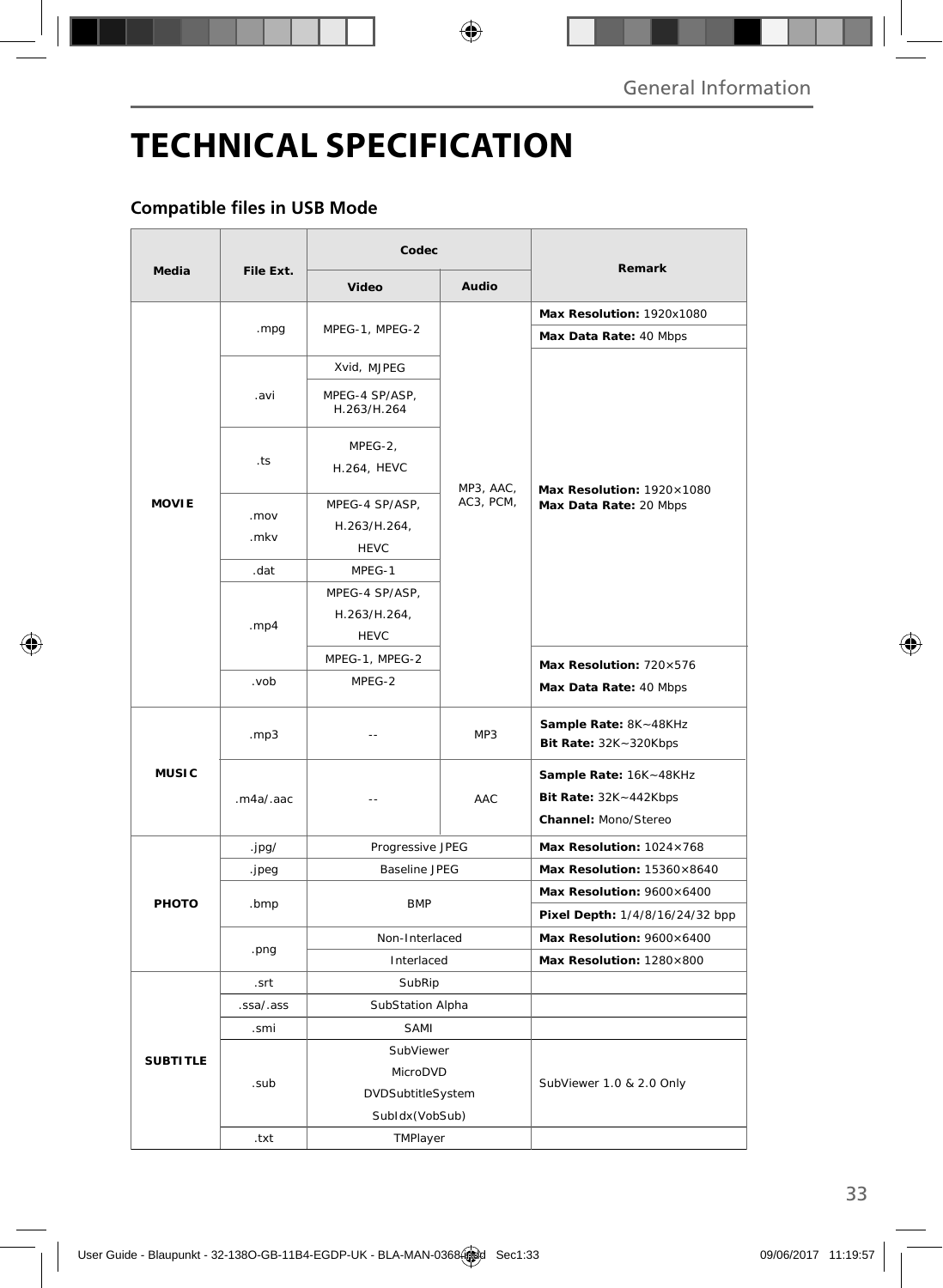# TECHNICAL SPECIFICATION

## Compatible files in USB Mode

| Media | File Ext. | Codec | | Remark |
|---|---|---|---|---|
| | | Video | Audio | |
| MOVIE | .mpg | MPEG-1, MPEG-2 | MP3, AAC, AC3, PCM, | **Max Resolution:** 1920x1080<br>**Max Data Rate:** 40 Mbps |
| | .avi | Xvid, MJPEG | | **Max Resolution:** 1920×1080<br>**Max Data Rate:** 20 Mbps |
| | | MPEG-4 SP/ASP, H.263/H.264 | | |
| | .ts | MPEG-2, H.264, HEVC | | |
| | .mov<br>.mkv | MPEG-4 SP/ASP, H.263/H.264, HEVC | | |
| | .dat | MPEG-1 | | |
| | .mp4 | MPEG-4 SP/ASP, H.263/H.264, HEVC | | |
| | | MPEG-1, MPEG-2 | | **Max Resolution:** 720×576<br>**Max Data Rate:** 40 Mbps |
| | .vob | MPEG-2 | | |
| MUSIC | .mp3 | -- | MP3 | **Sample Rate:** 8K~48KHz<br>**Bit Rate:** 32K~320Kbps |
| | .m4a/.aac | -- | AAC | **Sample Rate:** 16K~48KHz<br>**Bit Rate:** 32K~442Kbps<br>**Channel:** Mono/Stereo |
| PHOTO | .jpg/ | Progressive JPEG | | **Max Resolution:** 1024×768 |
| | .jpeg | Baseline JPEG | | **Max Resolution:** 15360×8640 |
| | .bmp | BMP | | **Max Resolution:** 9600×6400<br>**Pixel Depth:** 1/4/8/16/24/32 bpp |
| | .png | Non-Interlaced | | **Max Resolution:** 9600×6400 |
| | | Interlaced | | **Max Resolution:** 1280×800 |
| SUBTITLE | .srt | SubRip | | |
| | .ssa/.ass | SubStation Alpha | | |
| | .smi | SAMI | | |
| | .sub | SubViewer<br>MicroDVD<br>DVDSubtitleSystem<br>SubIdx(VobSub) | | SubViewer 1.0 & 2.0 Only |
| | .txt | TMPlayer | | |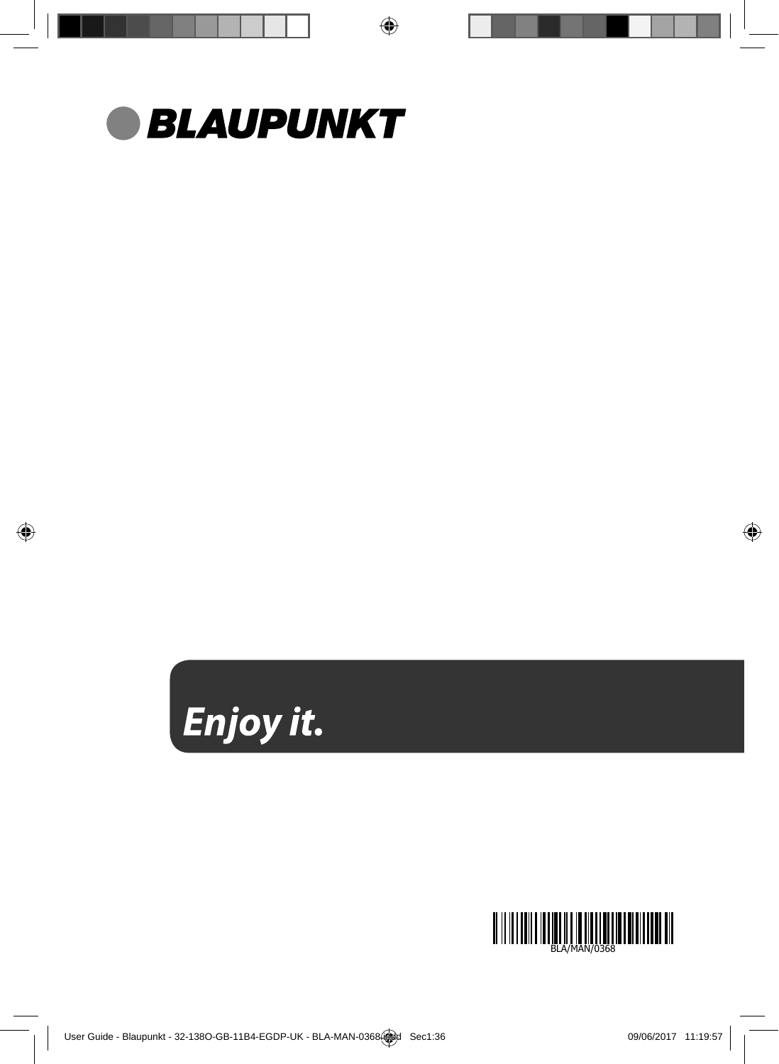BLAUPUNKT

*Enjoy it.*

BLA/MAN/0368